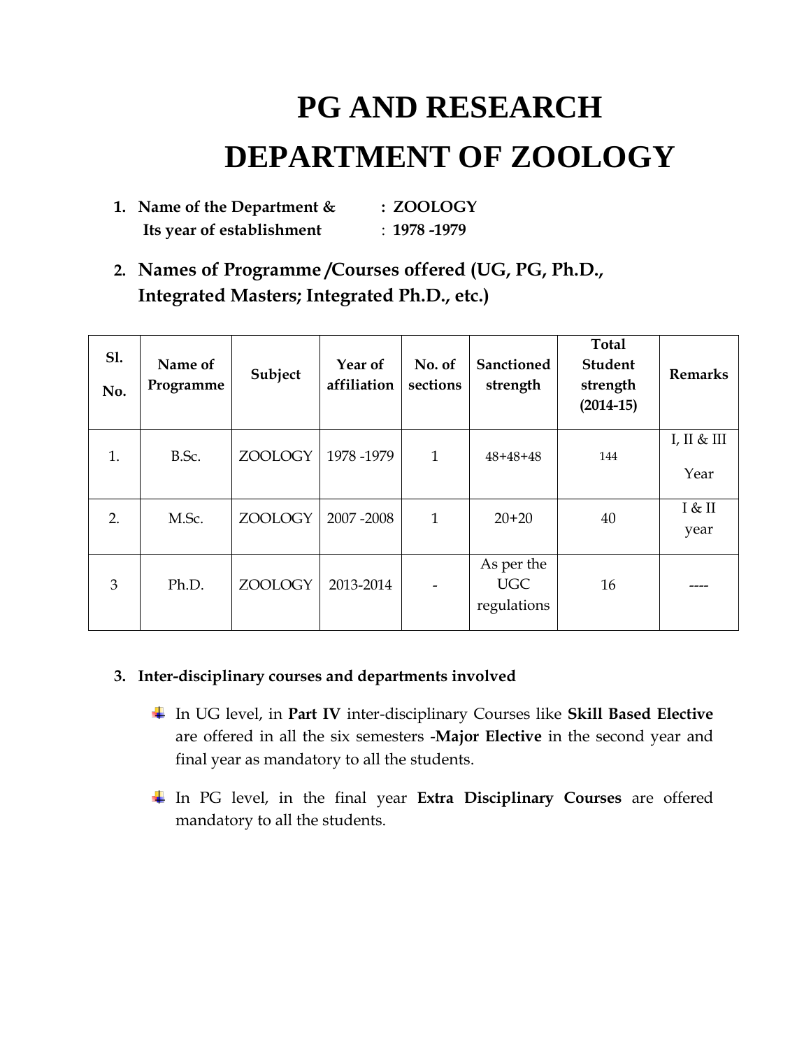# PG AND RESEARCH DEPARTMENT OF ZOOLOGY

1. **Name of the Department & : ZOOLOGY**
   **Its year of establishment : 1978 -1979**

2. **Names of Programme /Courses offered (UG, PG, Ph.D., Integrated Masters; Integrated Ph.D., etc.)**

| Sl. No. | Name of Programme | Subject | Year of affiliation | No. of sections | Sanctioned strength | Total Student strength (2014-15) | Remarks |
|---|---|---|---|---|---|---|---|
| 1. | B.Sc. | ZOOLOGY | 1978 -1979 | 1 | 48+48+48 | 144 | I, II & III Year |
| 2. | M.Sc. | ZOOLOGY | 2007 -2008 | 1 | 20+20 | 40 | I & II year |
| 3 | Ph.D. | ZOOLOGY | 2013-2014 | - | As per the UGC regulations | 16 | ---- |

3. **Inter-disciplinary courses and departments involved**

   - In UG level, in **Part IV** inter-disciplinary Courses like **Skill Based Elective** are offered in all the six semesters -**Major Elective** in the second year and final year as mandatory to all the students.
   - In PG level, in the final year **Extra Disciplinary Courses** are offered mandatory to all the students.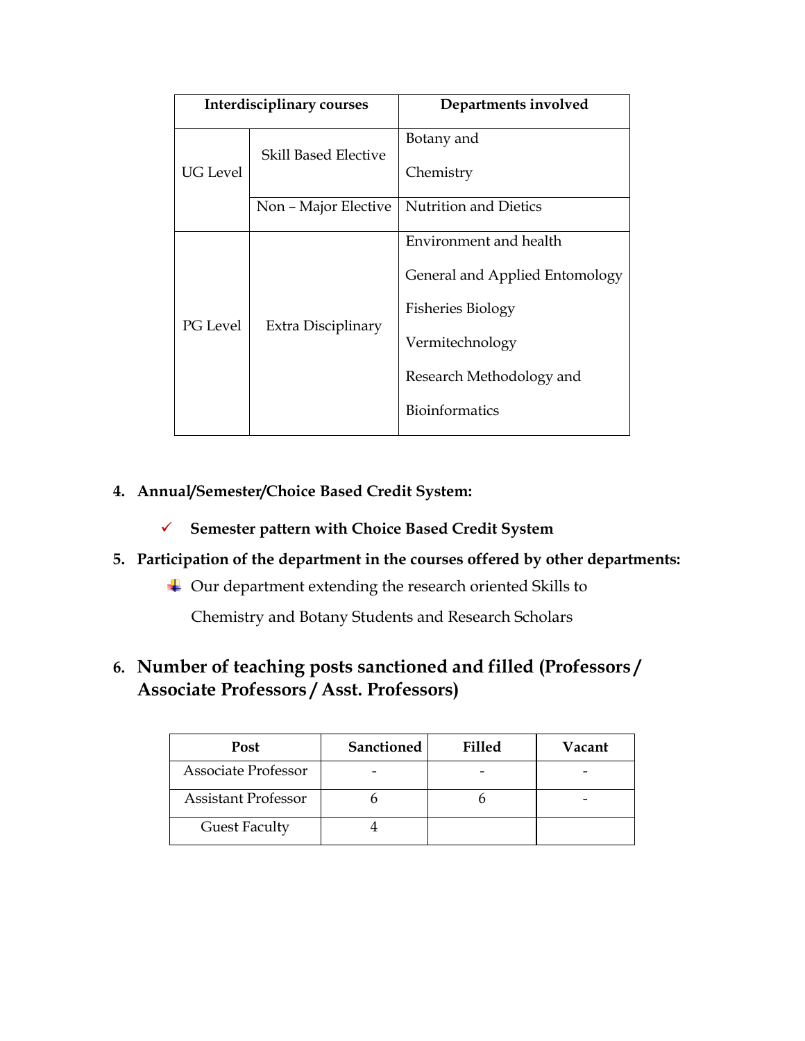| Interdisciplinary courses | | Departments involved |
|---|---|---|
| UG Level | Skill Based Elective | Botany and Chemistry |
| | Non – Major Elective | Nutrition and Dietics |
| PG Level | Extra Disciplinary | Environment and health<br>General and Applied Entomology<br>Fisheries Biology<br>Vermitechnology<br>Research Methodology and Bioinformatics |

4. **Annual/Semester/Choice Based Credit System:**

   ✓ **Semester pattern with Choice Based Credit System**

5. **Participation of the department in the courses offered by other departments:**

   - Our department extending the research oriented Skills to Chemistry and Botany Students and Research Scholars

## 6. Number of teaching posts sanctioned and filled (Professors / Associate Professors / Asst. Professors)

| Post | Sanctioned | Filled | Vacant |
|---|---|---|---|
| Associate Professor | - | - | - |
| Assistant Professor | 6 | 6 | - |
| Guest Faculty | 4 | | |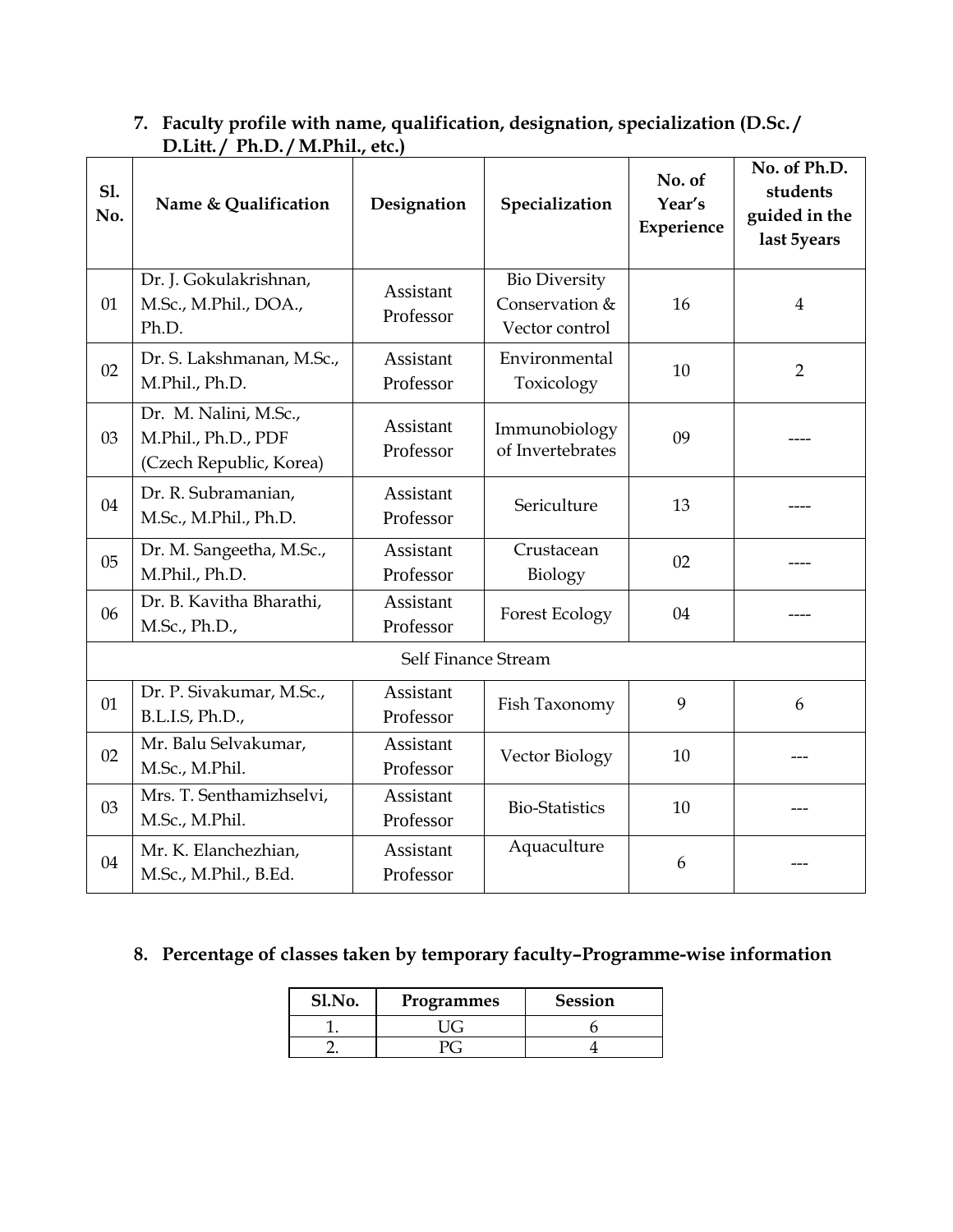7. **Faculty profile with name, qualification, designation, specialization (D.Sc. / D.Litt. / Ph.D. / M.Phil., etc.)**

| Sl. No. | Name & Qualification | Designation | Specialization | No. of Year's Experience | No. of Ph.D. students guided in the last 5years |
|---|---|---|---|---|---|
| 01 | Dr. J. Gokulakrishnan, M.Sc., M.Phil., DOA., Ph.D. | Assistant Professor | Bio Diversity Conservation & Vector control | 16 | 4 |
| 02 | Dr. S. Lakshmanan, M.Sc., M.Phil., Ph.D. | Assistant Professor | Environmental Toxicology | 10 | 2 |
| 03 | Dr. M. Nalini, M.Sc., M.Phil., Ph.D., PDF (Czech Republic, Korea) | Assistant Professor | Immunobiology of Invertebrates | 09 | ---- |
| 04 | Dr. R. Subramanian, M.Sc., M.Phil., Ph.D. | Assistant Professor | Sericulture | 13 | ---- |
| 05 | Dr. M. Sangeetha, M.Sc., M.Phil., Ph.D. | Assistant Professor | Crustacean Biology | 02 | ---- |
| 06 | Dr. B. Kavitha Bharathi, M.Sc., Ph.D., | Assistant Professor | Forest Ecology | 04 | ---- |
| Self Finance Stream | | | | | |
| 01 | Dr. P. Sivakumar, M.Sc., B.L.I.S, Ph.D., | Assistant Professor | Fish Taxonomy | 9 | 6 |
| 02 | Mr. Balu Selvakumar, M.Sc., M.Phil. | Assistant Professor | Vector Biology | 10 | --- |
| 03 | Mrs. T. Senthamizhselvi, M.Sc., M.Phil. | Assistant Professor | Bio-Statistics | 10 | --- |
| 04 | Mr. K. Elanchezhian, M.Sc., M.Phil., B.Ed. | Assistant Professor | Aquaculture | 6 | --- |

8. **Percentage of classes taken by temporary faculty–Programme-wise information**

| Sl.No. | Programmes | Session |
|---|---|---|
| 1. | UG | 6 |
| 2. | PG | 4 |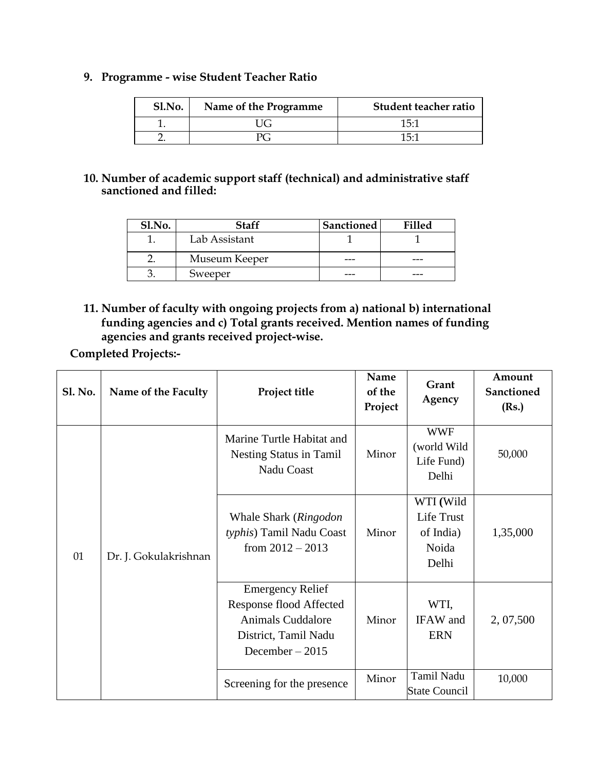**9. Programme - wise Student Teacher Ratio**

| Sl.No. | Name of the Programme | Student teacher ratio |
|---|---|---|
| 1. | UG | 15:1 |
| 2. | PG | 15:1 |

**10. Number of academic support staff (technical) and administrative staff sanctioned and filled:**

| Sl.No. | Staff | Sanctioned | Filled |
|---|---|---|---|
| 1. | Lab Assistant | 1 | 1 |
| 2. | Museum Keeper | --- | --- |
| 3. | Sweeper | --- | --- |

**11. Number of faculty with ongoing projects from a) national b) international funding agencies and c) Total grants received. Mention names of funding agencies and grants received project-wise.**

**Completed Projects:-**

| Sl. No. | Name of the Faculty | Project title | Name of the Project | Grant Agency | Amount Sanctioned (Rs.) |
|---|---|---|---|---|---|
| 01 | Dr. J. Gokulakrishnan | Marine Turtle Habitat and Nesting Status in Tamil Nadu Coast | Minor | WWF (world Wild Life Fund) Delhi | 50,000 |
| | | Whale Shark (*Ringodon typhis*) Tamil Nadu Coast from 2012 – 2013 | Minor | WTI (Wild Life Trust of India) Noida Delhi | 1,35,000 |
| | | Emergency Relief Response flood Affected Animals Cuddalore District, Tamil Nadu December – 2015 | Minor | WTI, IFAW and ERN | 2, 07,500 |
| | | Screening for the presence | Minor | Tamil Nadu State Council | 10,000 |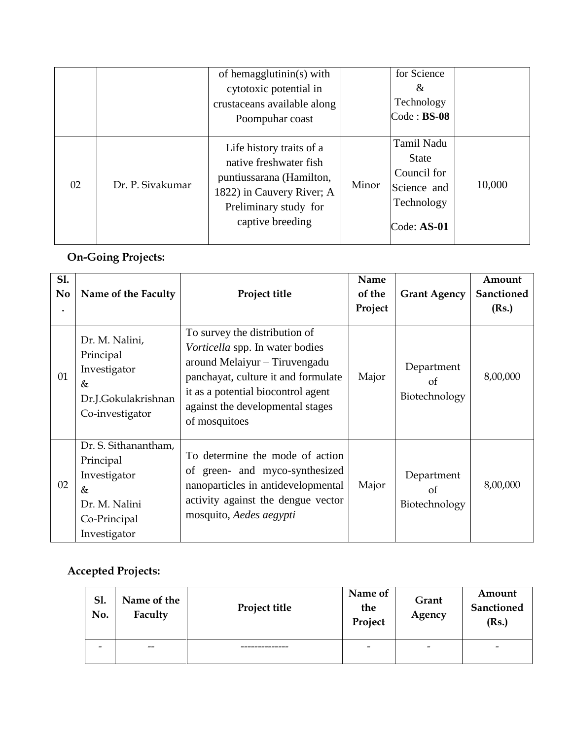|  |  | of hemagglutinin(s) with cytotoxic potential in crustaceans available along Poompuhar coast |  | for Science & Technology Code : **BS-08** |  |
|---|---|---|---|---|---|
| 02 | Dr. P. Sivakumar | Life history traits of a native freshwater fish puntiussarana (Hamilton, 1822) in Cauvery River; A Preliminary study for captive breeding | Minor | Tamil Nadu State Council for Science and Technology Code: **AS-01** | 10,000 |

**On-Going Projects:**

| **Sl. No.** | **Name of the Faculty** | **Project title** | **Name of the Project** | **Grant Agency** | **Amount Sanctioned (Rs.)** |
|---|---|---|---|---|---|
| 01 | Dr. M. Nalini, Principal Investigator & Dr.J.Gokulakrishnan Co-investigator | To survey the distribution of *Vorticella* spp. In water bodies around Melaiyur – Tiruvengadu panchayat, culture it and formulate it as a potential biocontrol agent against the developmental stages of mosquitoes | Major | Department of Biotechnology | 8,00,000 |
| 02 | Dr. S. Sithanantham, Principal Investigator & Dr. M. Nalini Co-Principal Investigator | To determine the mode of action of green- and myco-synthesized nanoparticles in antidevelopmental activity against the dengue vector mosquito, *Aedes aegypti* | Major | Department of Biotechnology | 8,00,000 |

**Accepted Projects:**

| **Sl. No.** | **Name of the Faculty** | **Project title** | **Name of the Project** | **Grant Agency** | **Amount Sanctioned (Rs.)** |
|---|---|---|---|---|---|
| - | -- | -------------- | - | - | - |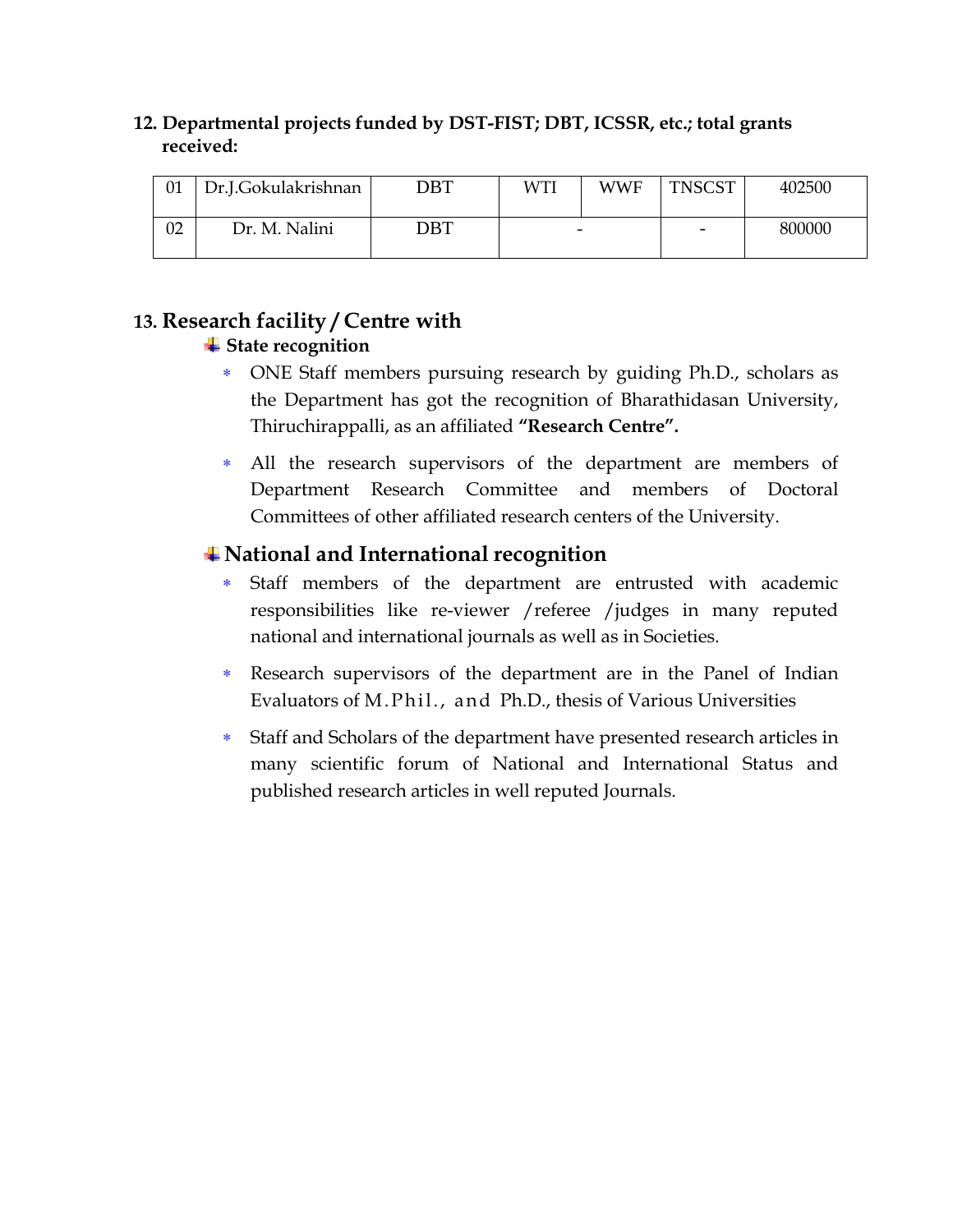**12. Departmental projects funded by DST-FIST; DBT, ICSSR, etc.; total grants received:**

| 01 | Dr.J.Gokulakrishnan | DBT | WTI | WWF | TNSCST | 402500 |
|---|---|---|---|---|---|---|
| 02 | Dr. M. Nalini | DBT | - | | - | 800000 |

## 13. Research facility / Centre with

- **State recognition**
  - ONE Staff members pursuing research by guiding Ph.D., scholars as the Department has got the recognition of Bharathidasan University, Thiruchirappalli, as an affiliated **"Research Centre".**
  - All the research supervisors of the department are members of Department Research Committee and members of Doctoral Committees of other affiliated research centers of the University.

- **National and International recognition**
  - Staff members of the department are entrusted with academic responsibilities like re-viewer /referee /judges in many reputed national and international journals as well as in Societies.
  - Research supervisors of the department are in the Panel of Indian Evaluators of M.Phil., and Ph.D., thesis of Various Universities
  - Staff and Scholars of the department have presented research articles in many scientific forum of National and International Status and published research articles in well reputed Journals.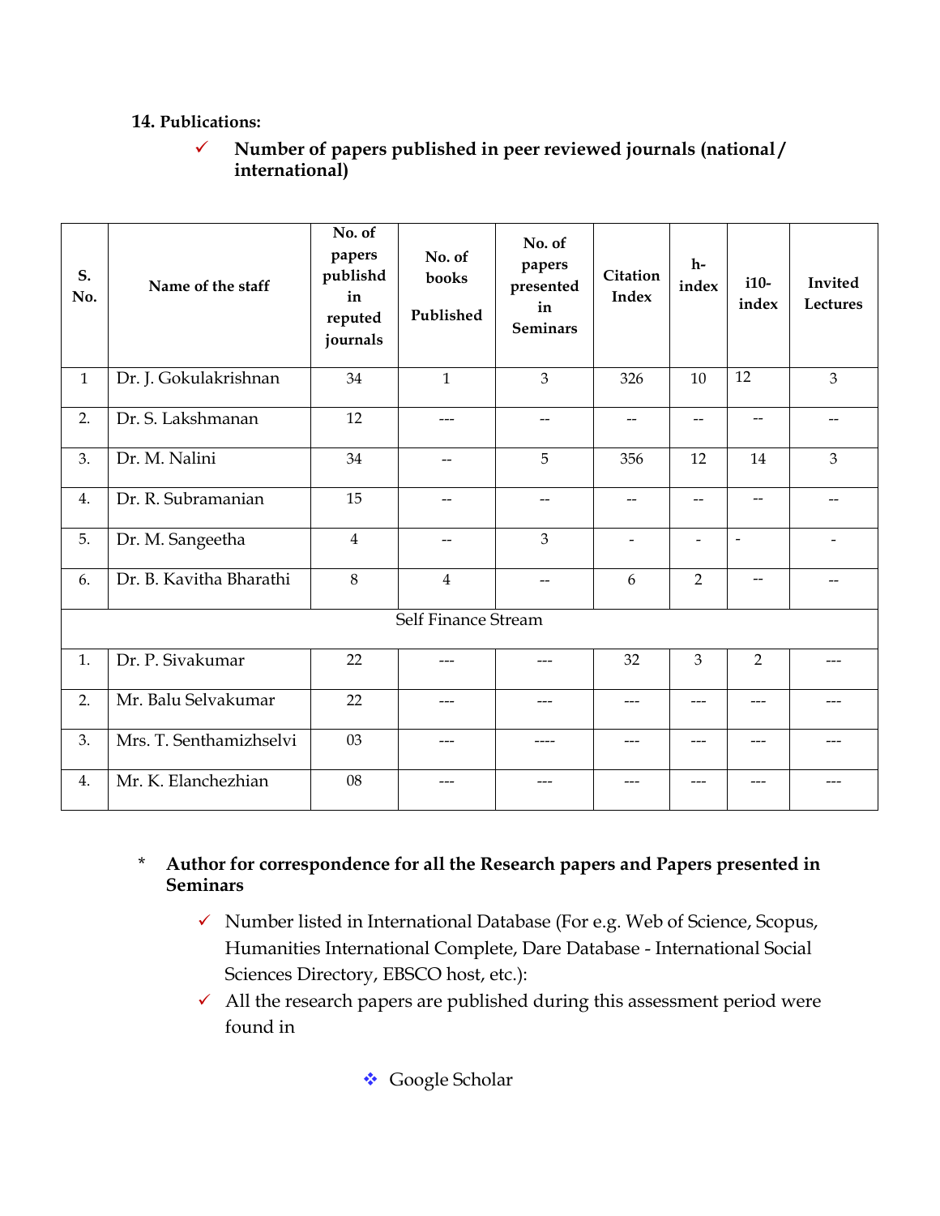**14. Publications:**

✓ **Number of papers published in peer reviewed journals (national / international)**

| S. No. | Name of the staff | No. of papers publishd in reputed journals | No. of books Published | No. of papers presented in Seminars | Citation Index | h-index | i10-index | Invited Lectures |
|---|---|---|---|---|---|---|---|---|
| 1 | Dr. J. Gokulakrishnan | 34 | 1 | 3 | 326 | 10 | 12 | 3 |
| 2. | Dr. S. Lakshmanan | 12 | --- | -- | -- | -- | -- | -- |
| 3. | Dr. M. Nalini | 34 | -- | 5 | 356 | 12 | 14 | 3 |
| 4. | Dr. R. Subramanian | 15 | -- | -- | -- | -- | -- | -- |
| 5. | Dr. M. Sangeetha | 4 | -- | 3 | - | - | - | - |
| 6. | Dr. B. Kavitha Bharathi | 8 | 4 | -- | 6 | 2 | -- | -- |
| Self Finance Stream | | | | | | | | |
| 1. | Dr. P. Sivakumar | 22 | --- | --- | 32 | 3 | 2 | --- |
| 2. | Mr. Balu Selvakumar | 22 | --- | --- | --- | --- | --- | --- |
| 3. | Mrs. T. Senthamizhselvi | 03 | --- | ---- | --- | --- | --- | --- |
| 4. | Mr. K. Elanchezhian | 08 | --- | --- | --- | --- | --- | --- |

\* **Author for correspondence for all the Research papers and Papers presented in Seminars**

- ✓ Number listed in International Database (For e.g. Web of Science, Scopus, Humanities International Complete, Dare Database - International Social Sciences Directory, EBSCO host, etc.):
- ✓ All the research papers are published during this assessment period were found in

❖ Google Scholar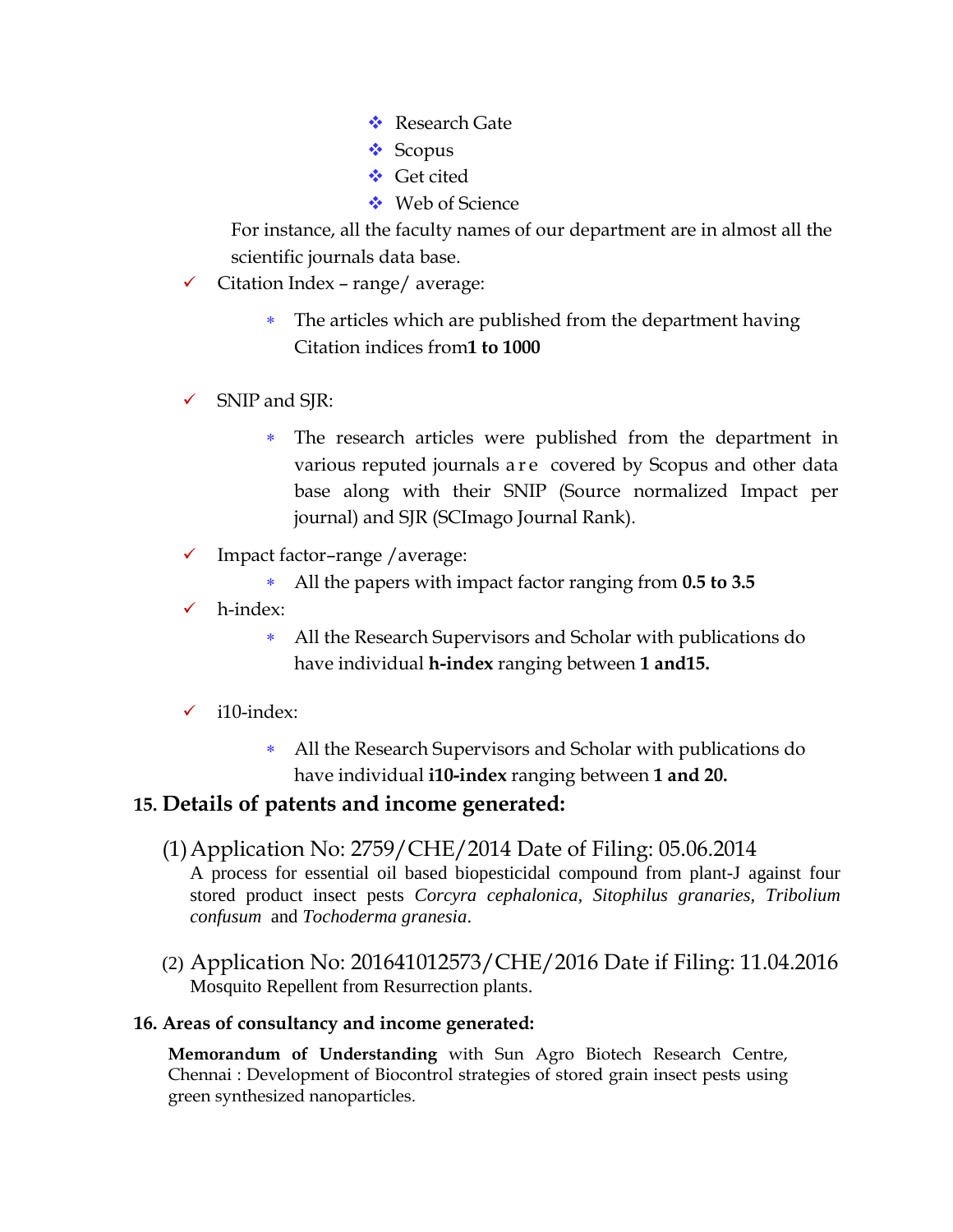- Research Gate
- Scopus
- Get cited
- Web of Science

For instance, all the faculty names of our department are in almost all the scientific journals data base.

- ✓ Citation Index – range/ average:
  - The articles which are published from the department having Citation indices from**1 to 1000**

- ✓ SNIP and SJR:
  - The research articles were published from the department in various reputed journals are covered by Scopus and other data base along with their SNIP (Source normalized Impact per journal) and SJR (SCImago Journal Rank).

- ✓ Impact factor–range /average:
  - All the papers with impact factor ranging from **0.5 to 3.5**
- ✓ h-index:
  - All the Research Supervisors and Scholar with publications do have individual **h-index** ranging between **1 and15.**

- ✓ i10-index:
  - All the Research Supervisors and Scholar with publications do have individual **i10-index** ranging between **1 and 20.**

## 15. Details of patents and income generated:

(1) Application No: 2759/CHE/2014 Date of Filing: 05.06.2014
A process for essential oil based biopesticidal compound from plant-J against four stored product insect pests *Corcyra cephalonica*, *Sitophilus granaries*, *Tribolium confusum* and *Tochoderma granesia*.

(2) Application No: 201641012573/CHE/2016 Date if Filing: 11.04.2016
Mosquito Repellent from Resurrection plants.

### 16. Areas of consultancy and income generated:

**Memorandum of Understanding** with Sun Agro Biotech Research Centre, Chennai : Development of Biocontrol strategies of stored grain insect pests using green synthesized nanoparticles.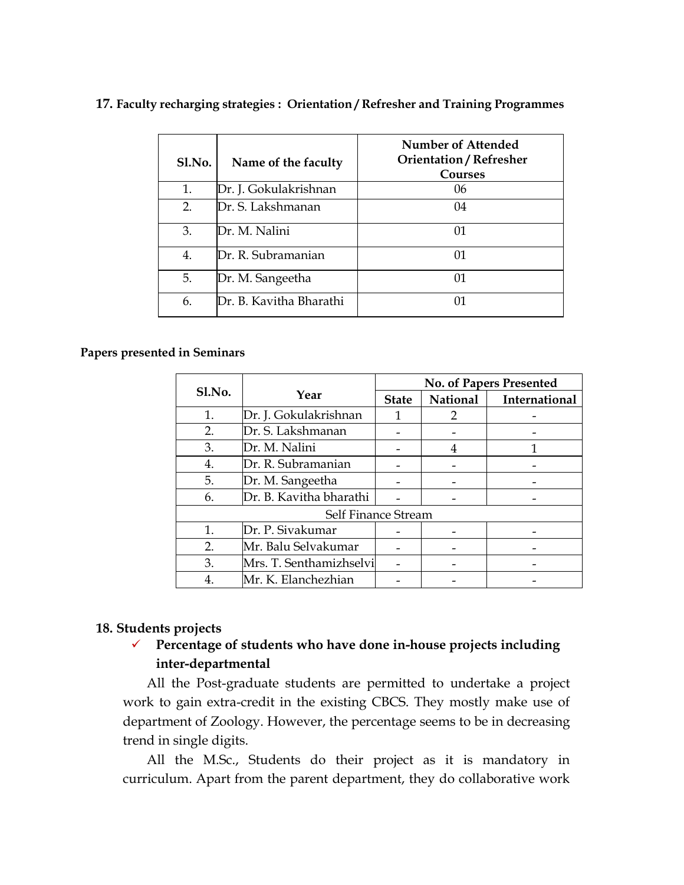**17. Faculty recharging strategies : Orientation / Refresher and Training Programmes**

| Sl.No. | Name of the faculty | Number of Attended Orientation / Refresher Courses |
|---|---|---|
| 1. | Dr. J. Gokulakrishnan | 06 |
| 2. | Dr. S. Lakshmanan | 04 |
| 3. | Dr. M. Nalini | 01 |
| 4. | Dr. R. Subramanian | 01 |
| 5. | Dr. M. Sangeetha | 01 |
| 6. | Dr. B. Kavitha Bharathi | 01 |

**Papers presented in Seminars**

| Sl.No. | Year | No. of Papers Presented | | |
|---|---|---|---|---|
| | | State | National | International |
| 1. | Dr. J. Gokulakrishnan | 1 | 2 | - |
| 2. | Dr. S. Lakshmanan | - | - | - |
| 3. | Dr. M. Nalini | - | 4 | 1 |
| 4. | Dr. R. Subramanian | - | - | - |
| 5. | Dr. M. Sangeetha | - | - | - |
| 6. | Dr. B. Kavitha bharathi | - | - | - |
| Self Finance Stream | | | | |
| 1. | Dr. P. Sivakumar | - | - | - |
| 2. | Mr. Balu Selvakumar | - | - | - |
| 3. | Mrs. T. Senthamizhselvi | - | - | - |
| 4. | Mr. K. Elanchezhian | - | - | - |

**18. Students projects**

- ✓ **Percentage of students who have done in-house projects including inter-departmental**

All the Post-graduate students are permitted to undertake a project work to gain extra-credit in the existing CBCS. They mostly make use of department of Zoology. However, the percentage seems to be in decreasing trend in single digits.

All the M.Sc., Students do their project as it is mandatory in curriculum. Apart from the parent department, they do collaborative work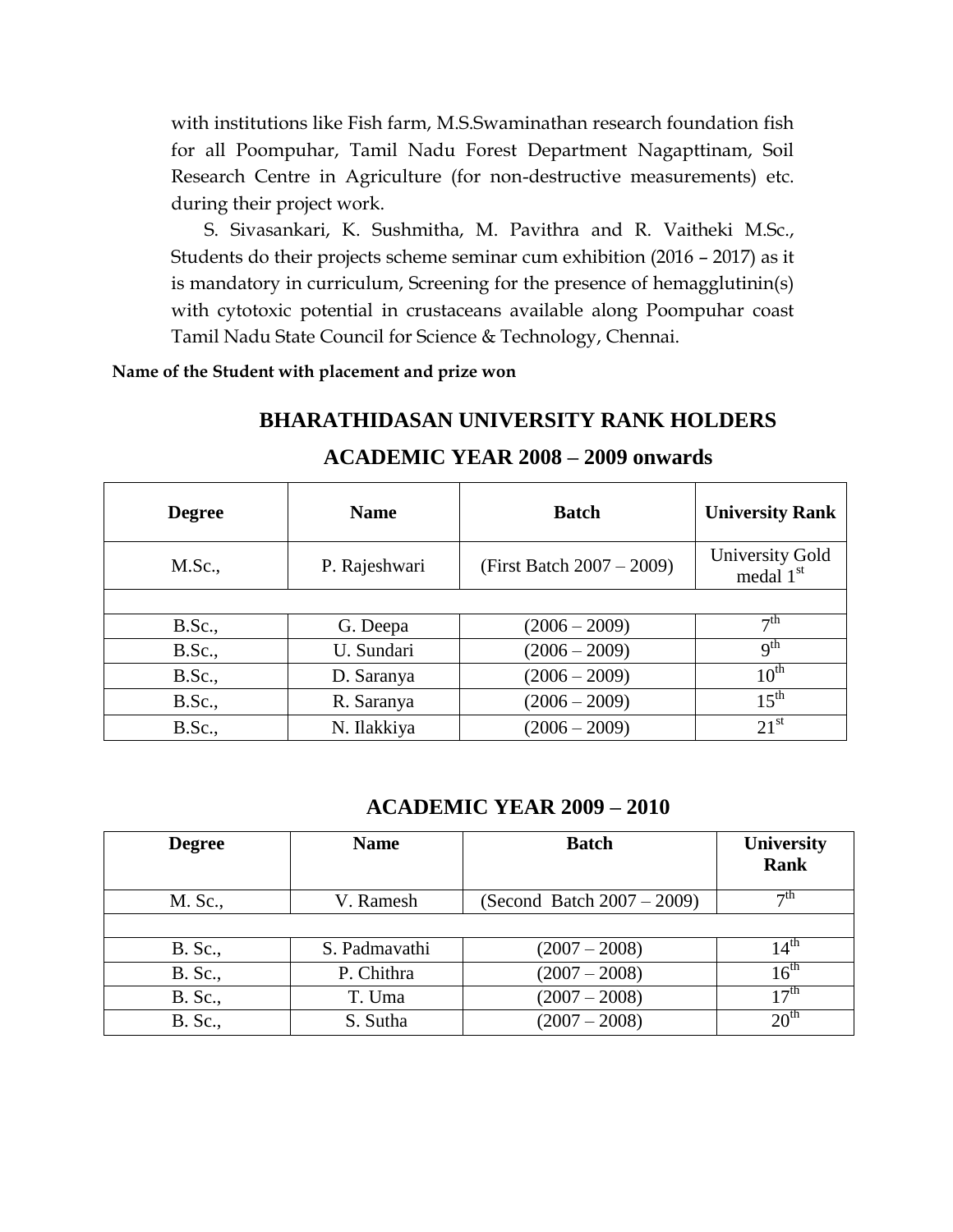with institutions like Fish farm, M.S.Swaminathan research foundation fish for all Poompuhar, Tamil Nadu Forest Department Nagapttinam, Soil Research Centre in Agriculture (for non-destructive measurements) etc. during their project work.

S. Sivasankari, K. Sushmitha, M. Pavithra and R. Vaitheki M.Sc., Students do their projects scheme seminar cum exhibition (2016 – 2017) as it is mandatory in curriculum, Screening for the presence of hemagglutinin(s) with cytotoxic potential in crustaceans available along Poompuhar coast Tamil Nadu State Council for Science & Technology, Chennai.

**Name of the Student with placement and prize won**

## BHARATHIDASAN UNIVERSITY RANK HOLDERS

## ACADEMIC YEAR 2008 – 2009 onwards

| Degree | Name | Batch | University Rank |
|---|---|---|---|
| M.Sc., | P. Rajeshwari | (First Batch 2007 – 2009) | University Gold medal 1st |
| | | | |
| B.Sc., | G. Deepa | (2006 – 2009) | 7th |
| B.Sc., | U. Sundari | (2006 – 2009) | 9th |
| B.Sc., | D. Saranya | (2006 – 2009) | 10th |
| B.Sc., | R. Saranya | (2006 – 2009) | 15th |
| B.Sc., | N. Ilakkiya | (2006 – 2009) | 21st |

## ACADEMIC YEAR 2009 – 2010

| Degree | Name | Batch | University Rank |
|---|---|---|---|
| M. Sc., | V. Ramesh | (Second Batch 2007 – 2009) | 7th |
| | | | |
| B. Sc., | S. Padmavathi | (2007 – 2008) | 14th |
| B. Sc., | P. Chithra | (2007 – 2008) | 16th |
| B. Sc., | T. Uma | (2007 – 2008) | 17th |
| B. Sc., | S. Sutha | (2007 – 2008) | 20th |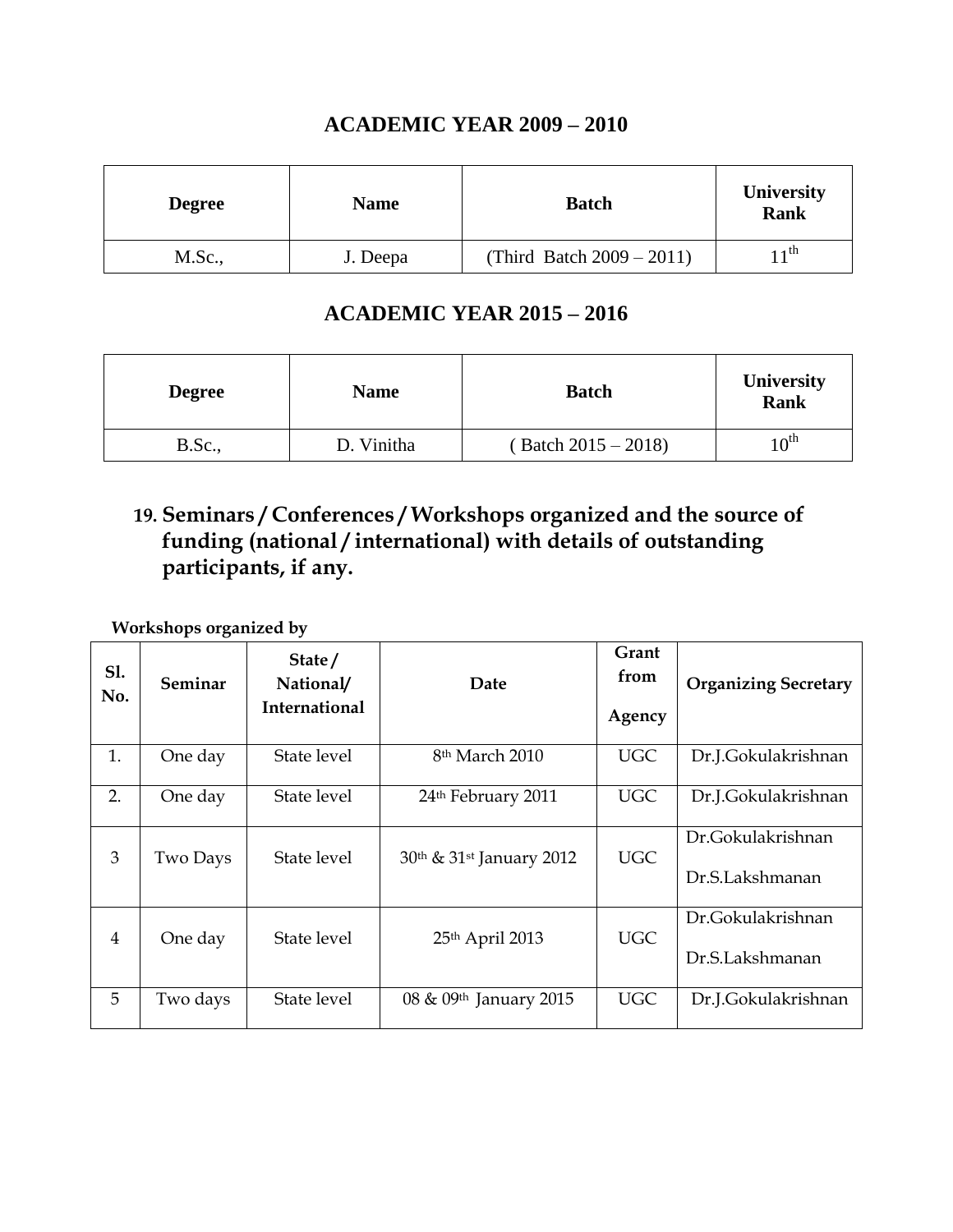## ACADEMIC YEAR 2009 – 2010

| Degree | Name | Batch | University Rank |
|---|---|---|---|
| M.Sc., | J. Deepa | (Third Batch 2009 – 2011) | 11th |

## ACADEMIC YEAR 2015 – 2016

| Degree | Name | Batch | University Rank |
|---|---|---|---|
| B.Sc., | D. Vinitha | ( Batch 2015 – 2018) | 10th |

## 19. Seminars / Conferences / Workshops organized and the source of funding (national / international) with details of outstanding participants, if any.

**Workshops organized by**

| Sl. No. | Seminar | State / National/ International | Date | Grant from Agency | Organizing Secretary |
|---|---|---|---|---|---|
| 1. | One day | State level | 8th March 2010 | UGC | Dr.J.Gokulakrishnan |
| 2. | One day | State level | 24th February 2011 | UGC | Dr.J.Gokulakrishnan |
| 3 | Two Days | State level | 30th & 31st January 2012 | UGC | Dr.Gokulakrishnan Dr.S.Lakshmanan |
| 4 | One day | State level | 25th April 2013 | UGC | Dr.Gokulakrishnan Dr.S.Lakshmanan |
| 5 | Two days | State level | 08 & 09th January 2015 | UGC | Dr.J.Gokulakrishnan |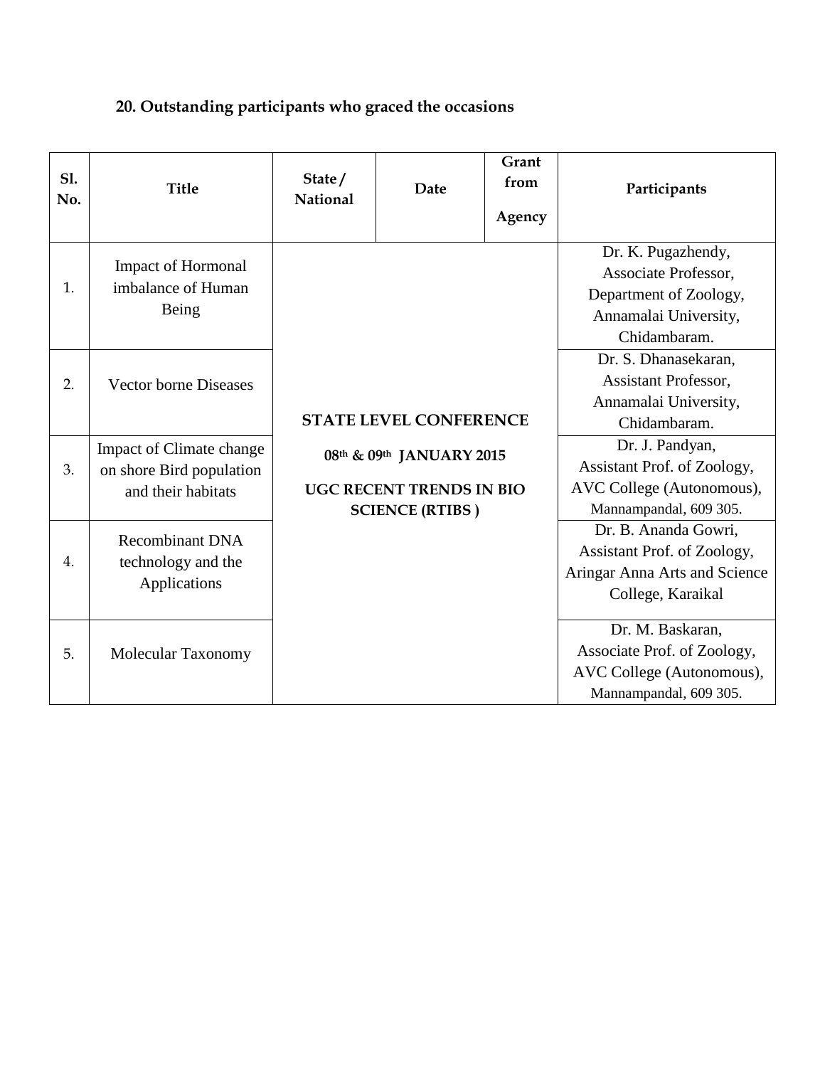**20. Outstanding participants who graced the occasions**

| Sl. No. | Title | State / National | Date | Grant from Agency | Participants |
|---|---|---|---|---|---|
| 1. | Impact of Hormonal imbalance of Human Being | **STATE LEVEL CONFERENCE** | **08th & 09th JANUARY 2015** | **UGC RECENT TRENDS IN BIO SCIENCE (RTIBS )** | Dr. K. Pugazhendy, Associate Professor, Department of Zoology, Annamalai University, Chidambaram. |
| 2. | Vector borne Diseases | | | | Dr. S. Dhanasekaran, Assistant Professor, Annamalai University, Chidambaram. |
| 3. | Impact of Climate change on shore Bird population and their habitats | | | | Dr. J. Pandyan, Assistant Prof. of Zoology, AVC College (Autonomous), Mannampandal, 609 305. |
| 4. | Recombinant DNA technology and the Applications | | | | Dr. B. Ananda Gowri, Assistant Prof. of Zoology, Aringar Anna Arts and Science College, Karaikal |
| 5. | Molecular Taxonomy | | | | Dr. M. Baskaran, Associate Prof. of Zoology, AVC College (Autonomous), Mannampandal, 609 305. |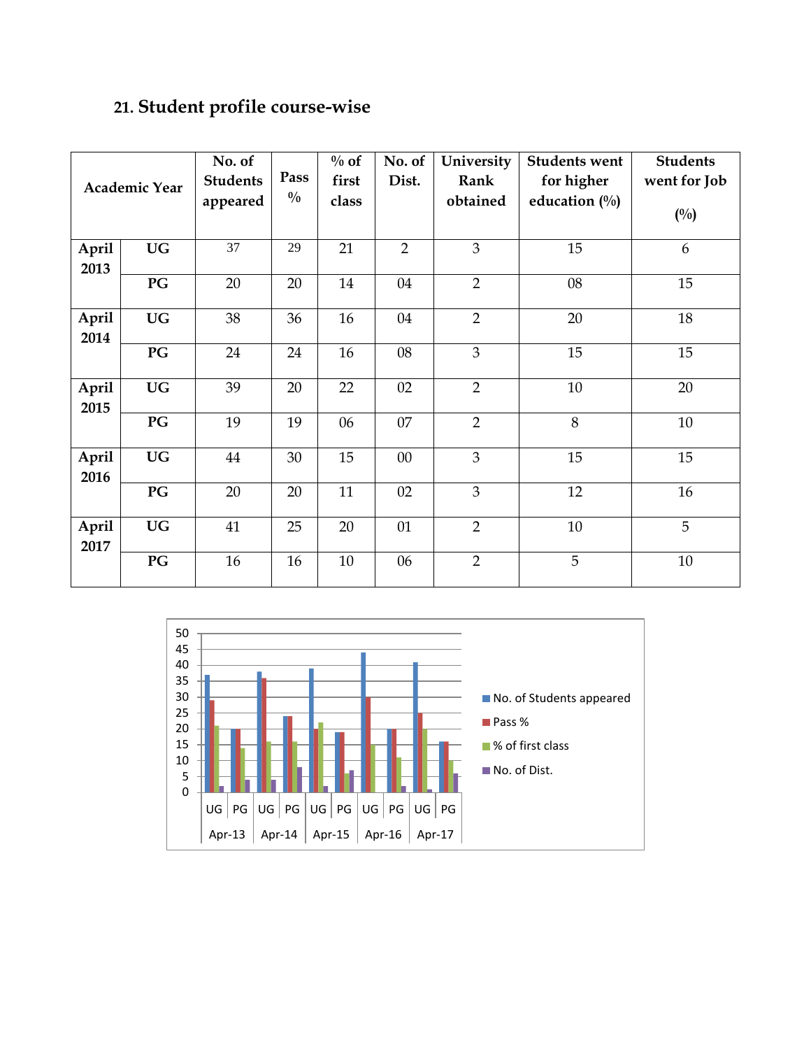## 21. Student profile course-wise

| Academic Year | | No. of Students appeared | Pass % | % of first class | No. of Dist. | University Rank obtained | Students went for higher education (%) | Students went for Job (%) |
|---|---|---|---|---|---|---|---|---|
| April 2013 | UG | 37 | 29 | 21 | 2 | 3 | 15 | 6 |
| | PG | 20 | 20 | 14 | 04 | 2 | 08 | 15 |
| April 2014 | UG | 38 | 36 | 16 | 04 | 2 | 20 | 18 |
| | PG | 24 | 24 | 16 | 08 | 3 | 15 | 15 |
| April 2015 | UG | 39 | 20 | 22 | 02 | 2 | 10 | 20 |
| | PG | 19 | 19 | 06 | 07 | 2 | 8 | 10 |
| April 2016 | UG | 44 | 30 | 15 | 00 | 3 | 15 | 15 |
| | PG | 20 | 20 | 11 | 02 | 3 | 12 | 16 |
| April 2017 | UG | 41 | 25 | 20 | 01 | 2 | 10 | 5 |
| | PG | 16 | 16 | 10 | 06 | 2 | 5 | 10 |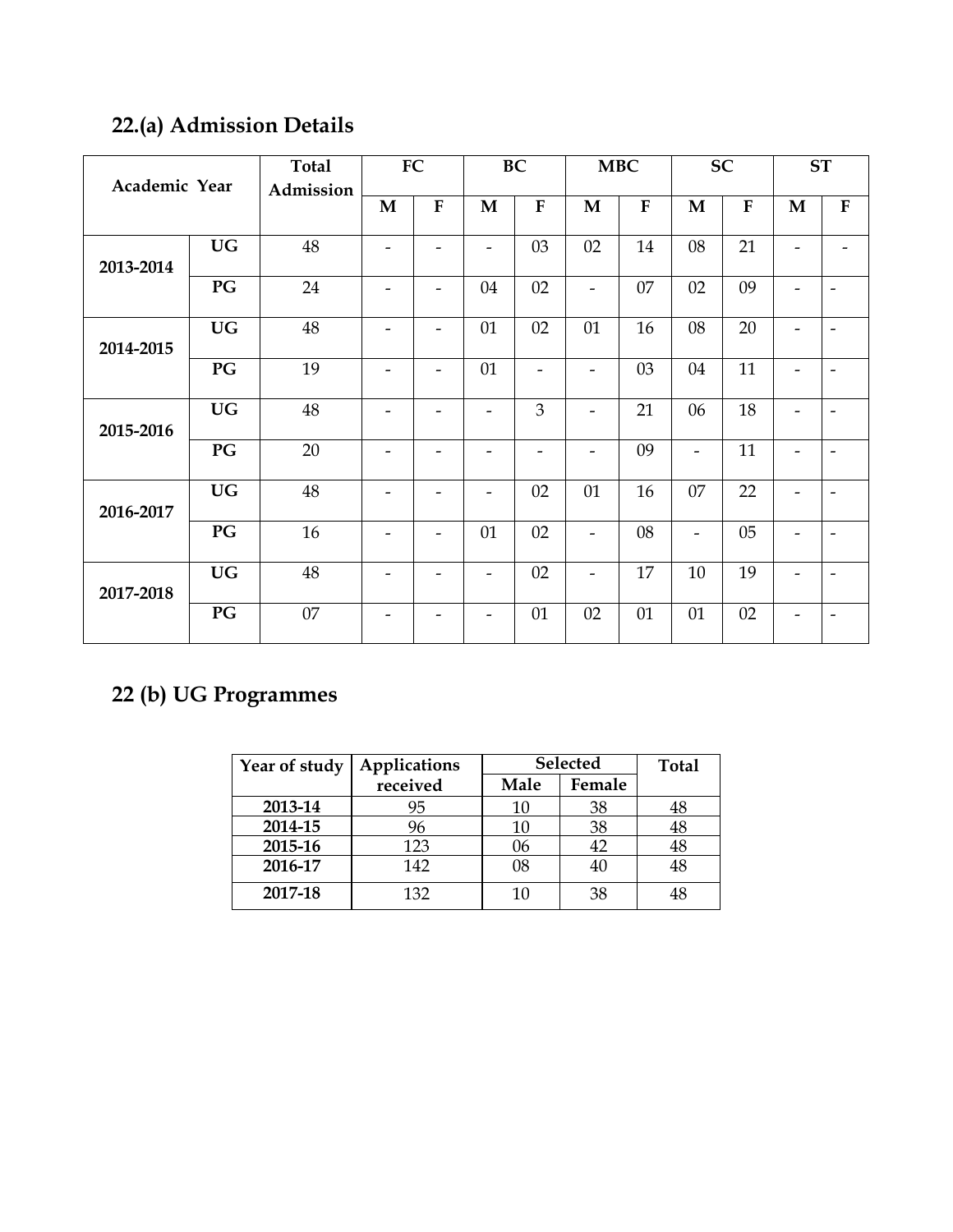## 22.(a) Admission Details

| Academic Year | | Total Admission | FC | | BC | | MBC | | SC | | ST | |
|---|---|---|---|---|---|---|---|---|---|---|---|---|
| | | | M | F | M | F | M | F | M | F | M | F |
| 2013-2014 | UG | 48 | - | - | - | 03 | 02 | 14 | 08 | 21 | - | - |
| | PG | 24 | - | - | 04 | 02 | - | 07 | 02 | 09 | - | - |
| 2014-2015 | UG | 48 | - | - | 01 | 02 | 01 | 16 | 08 | 20 | - | - |
| | PG | 19 | - | - | 01 | - | - | 03 | 04 | 11 | - | - |
| 2015-2016 | UG | 48 | - | - | - | 3 | - | 21 | 06 | 18 | - | - |
| | PG | 20 | - | - | - | - | - | 09 | - | 11 | - | - |
| 2016-2017 | UG | 48 | - | - | - | 02 | 01 | 16 | 07 | 22 | - | - |
| | PG | 16 | - | - | 01 | 02 | - | 08 | - | 05 | - | - |
| 2017-2018 | UG | 48 | - | - | - | 02 | - | 17 | 10 | 19 | - | - |
| | PG | 07 | - | - | - | 01 | 02 | 01 | 01 | 02 | - | - |

## 22 (b) UG Programmes

| Year of study | Applications received | Selected | | Total |
|---|---|---|---|---|
| | | Male | Female | |
| 2013-14 | 95 | 10 | 38 | 48 |
| 2014-15 | 96 | 10 | 38 | 48 |
| 2015-16 | 123 | 06 | 42 | 48 |
| 2016-17 | 142 | 08 | 40 | 48 |
| 2017-18 | 132 | 10 | 38 | 48 |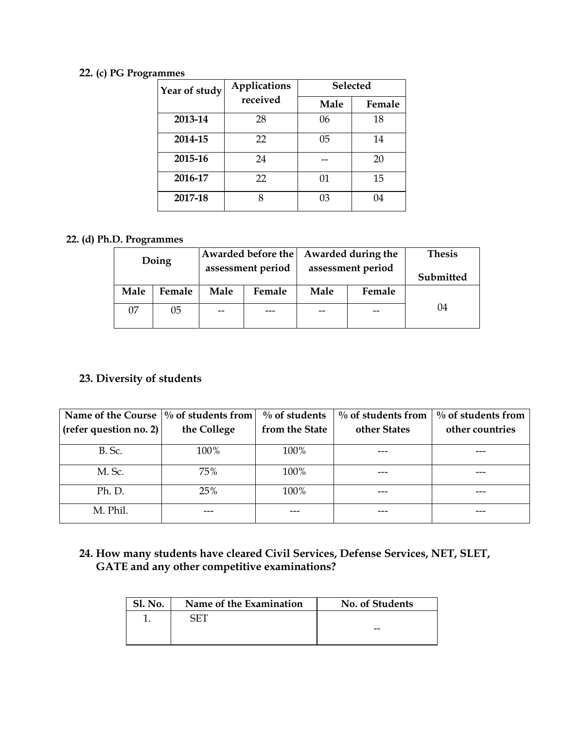**22. (c) PG Programmes**

| Year of study | Applications received | Selected | |
|---|---|---|---|
| | | Male | Female |
| **2013-14** | 28 | 06 | 18 |
| **2014-15** | 22 | 05 | 14 |
| **2015-16** | 24 | -- | 20 |
| **2016-17** | 22 | 01 | 15 |
| **2017-18** | 8 | 03 | 04 |

**22. (d) Ph.D. Programmes**

| Doing | | Awarded before the assessment period | | Awarded during the assessment period | | Thesis Submitted |
|---|---|---|---|---|---|---|
| Male | Female | Male | Female | Male | Female | |
| 07 | 05 | -- | --- | -- | -- | 04 |

**23. Diversity of students**

| Name of the Course (refer question no. 2) | % of students from the College | % of students from the State | % of students from other States | % of students from other countries |
|---|---|---|---|---|
| B. Sc. | 100% | 100% | --- | --- |
| M. Sc. | 75% | 100% | --- | --- |
| Ph. D. | 25% | 100% | --- | --- |
| M. Phil. | --- | --- | --- | --- |

**24. How many students have cleared Civil Services, Defense Services, NET, SLET, GATE and any other competitive examinations?**

| Sl. No. | Name of the Examination | No. of Students |
|---|---|---|
| 1. | SET | -- |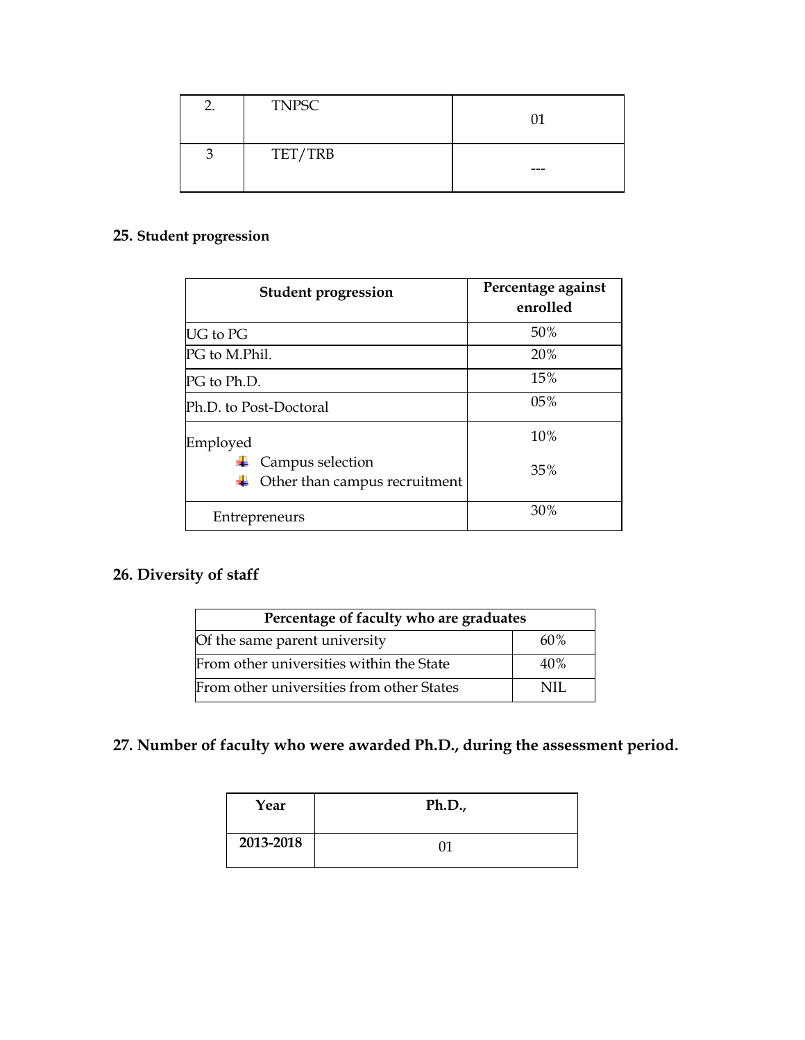| 2. | TNPSC | 01 |
|---|---|---|
| 3 | TET/TRB | --- |

**25. Student progression**

| Student progression | Percentage against enrolled |
|---|---|
| UG to PG | 50% |
| PG to M.Phil. | 20% |
| PG to Ph.D. | 15% |
| Ph.D. to Post-Doctoral | 05% |
| Employed<br>- Campus selection<br>- Other than campus recruitment | 10%<br>35% |
| Entrepreneurs | 30% |

## 26. Diversity of staff

| Percentage of faculty who are graduates | |
|---|---|
| Of the same parent university | 60% |
| From other universities within the State | 40% |
| From other universities from other States | NIL |

## 27. Number of faculty who were awarded Ph.D., during the assessment period.

| Year | Ph.D., |
|---|---|
| **2013-2018** | 01 |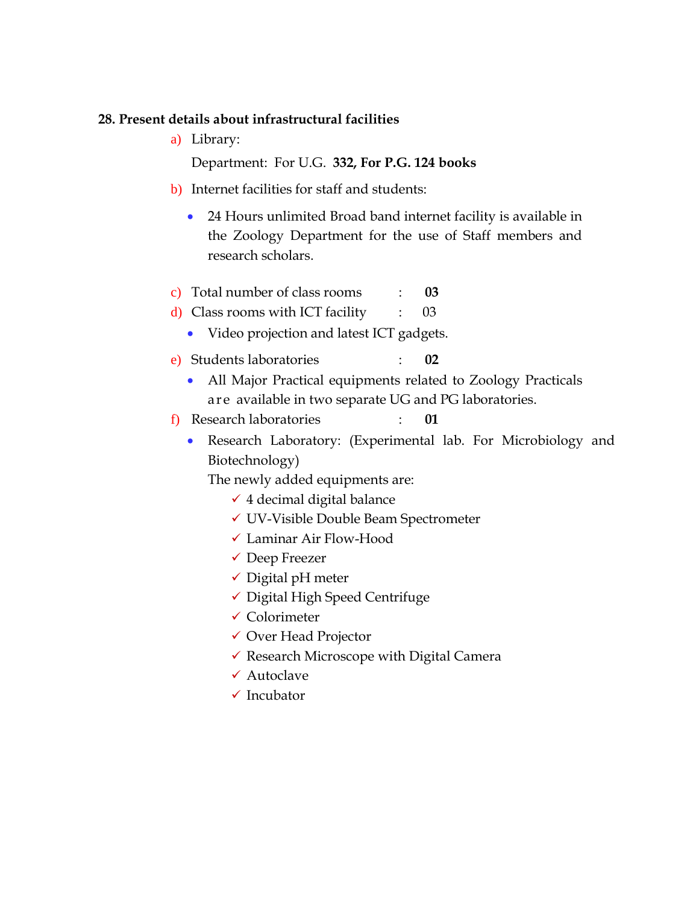**28. Present details about infrastructural facilities**

a) Library:

Department: For U.G. **332, For P.G. 124 books**

b) Internet facilities for staff and students:

- 24 Hours unlimited Broad band internet facility is available in the Zoology Department for the use of Staff members and research scholars.

c) Total number of class rooms : **03**

d) Class rooms with ICT facility : 03

- Video projection and latest ICT gadgets.

e) Students laboratories : **02**

- All Major Practical equipments related to Zoology Practicals are available in two separate UG and PG laboratories.

f) Research laboratories : **01**

- Research Laboratory: (Experimental lab. For Microbiology and Biotechnology)

  The newly added equipments are:

  - ✓ 4 decimal digital balance
  - ✓ UV-Visible Double Beam Spectrometer
  - ✓ Laminar Air Flow-Hood
  - ✓ Deep Freezer
  - ✓ Digital pH meter
  - ✓ Digital High Speed Centrifuge
  - ✓ Colorimeter
  - ✓ Over Head Projector
  - ✓ Research Microscope with Digital Camera
  - ✓ Autoclave
  - ✓ Incubator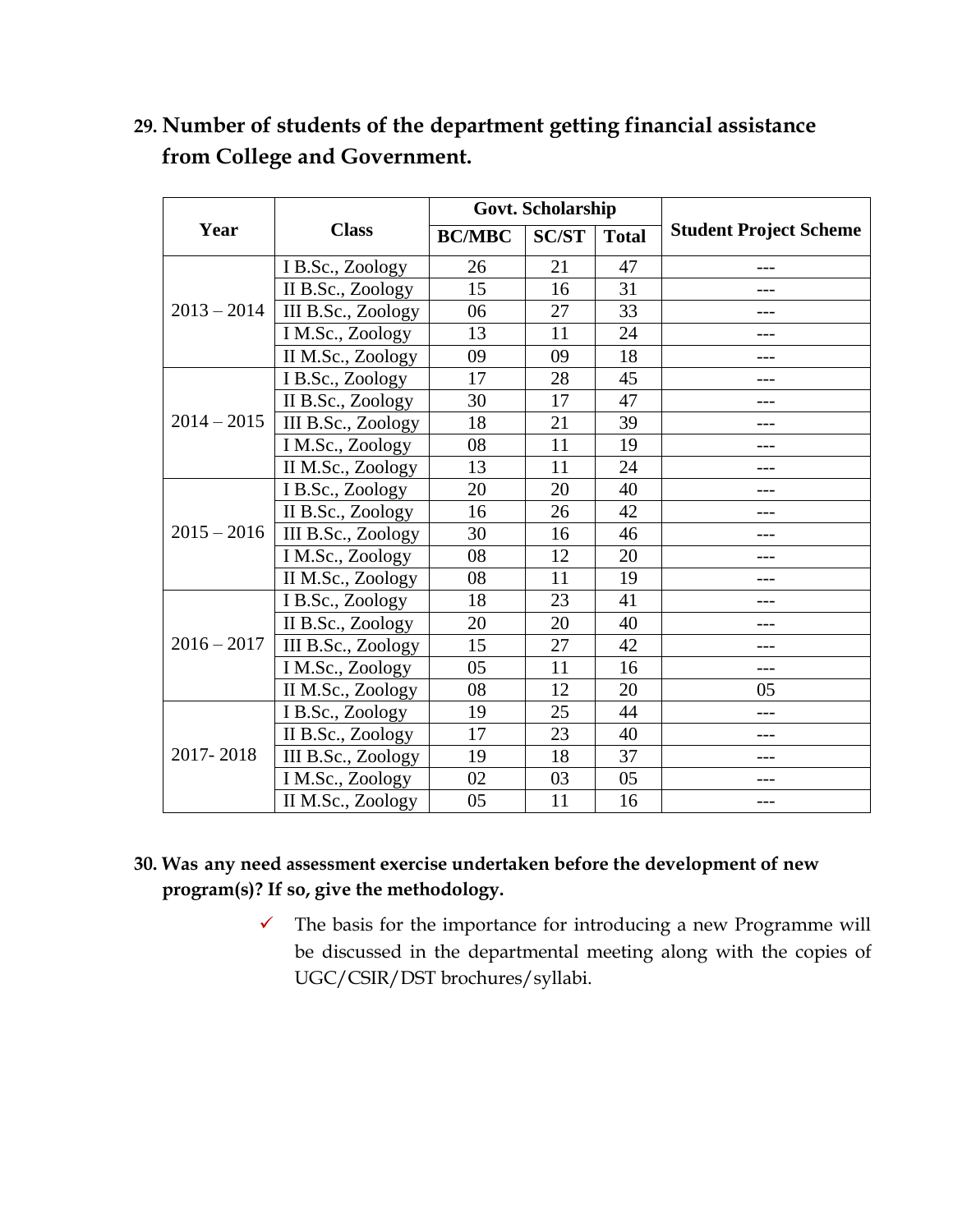**29. Number of students of the department getting financial assistance from College and Government.**

| Year | Class | Govt. Scholarship | | | Student Project Scheme |
|---|---|---|---|---|---|
| | | BC/MBC | SC/ST | Total | |
| 2013 – 2014 | I B.Sc., Zoology | 26 | 21 | 47 | --- |
| | II B.Sc., Zoology | 15 | 16 | 31 | --- |
| | III B.Sc., Zoology | 06 | 27 | 33 | --- |
| | I M.Sc., Zoology | 13 | 11 | 24 | --- |
| | II M.Sc., Zoology | 09 | 09 | 18 | --- |
| 2014 – 2015 | I B.Sc., Zoology | 17 | 28 | 45 | --- |
| | II B.Sc., Zoology | 30 | 17 | 47 | --- |
| | III B.Sc., Zoology | 18 | 21 | 39 | --- |
| | I M.Sc., Zoology | 08 | 11 | 19 | --- |
| | II M.Sc., Zoology | 13 | 11 | 24 | --- |
| 2015 – 2016 | I B.Sc., Zoology | 20 | 20 | 40 | --- |
| | II B.Sc., Zoology | 16 | 26 | 42 | --- |
| | III B.Sc., Zoology | 30 | 16 | 46 | --- |
| | I M.Sc., Zoology | 08 | 12 | 20 | --- |
| | II M.Sc., Zoology | 08 | 11 | 19 | --- |
| 2016 – 2017 | I B.Sc., Zoology | 18 | 23 | 41 | --- |
| | II B.Sc., Zoology | 20 | 20 | 40 | --- |
| | III B.Sc., Zoology | 15 | 27 | 42 | --- |
| | I M.Sc., Zoology | 05 | 11 | 16 | --- |
| | II M.Sc., Zoology | 08 | 12 | 20 | 05 |
| 2017- 2018 | I B.Sc., Zoology | 19 | 25 | 44 | --- |
| | II B.Sc., Zoology | 17 | 23 | 40 | --- |
| | III B.Sc., Zoology | 19 | 18 | 37 | --- |
| | I M.Sc., Zoology | 02 | 03 | 05 | --- |
| | II M.Sc., Zoology | 05 | 11 | 16 | --- |

**30. Was any need assessment exercise undertaken before the development of new program(s)? If so, give the methodology.**

- ✓ The basis for the importance for introducing a new Programme will be discussed in the departmental meeting along with the copies of UGC/CSIR/DST brochures/syllabi.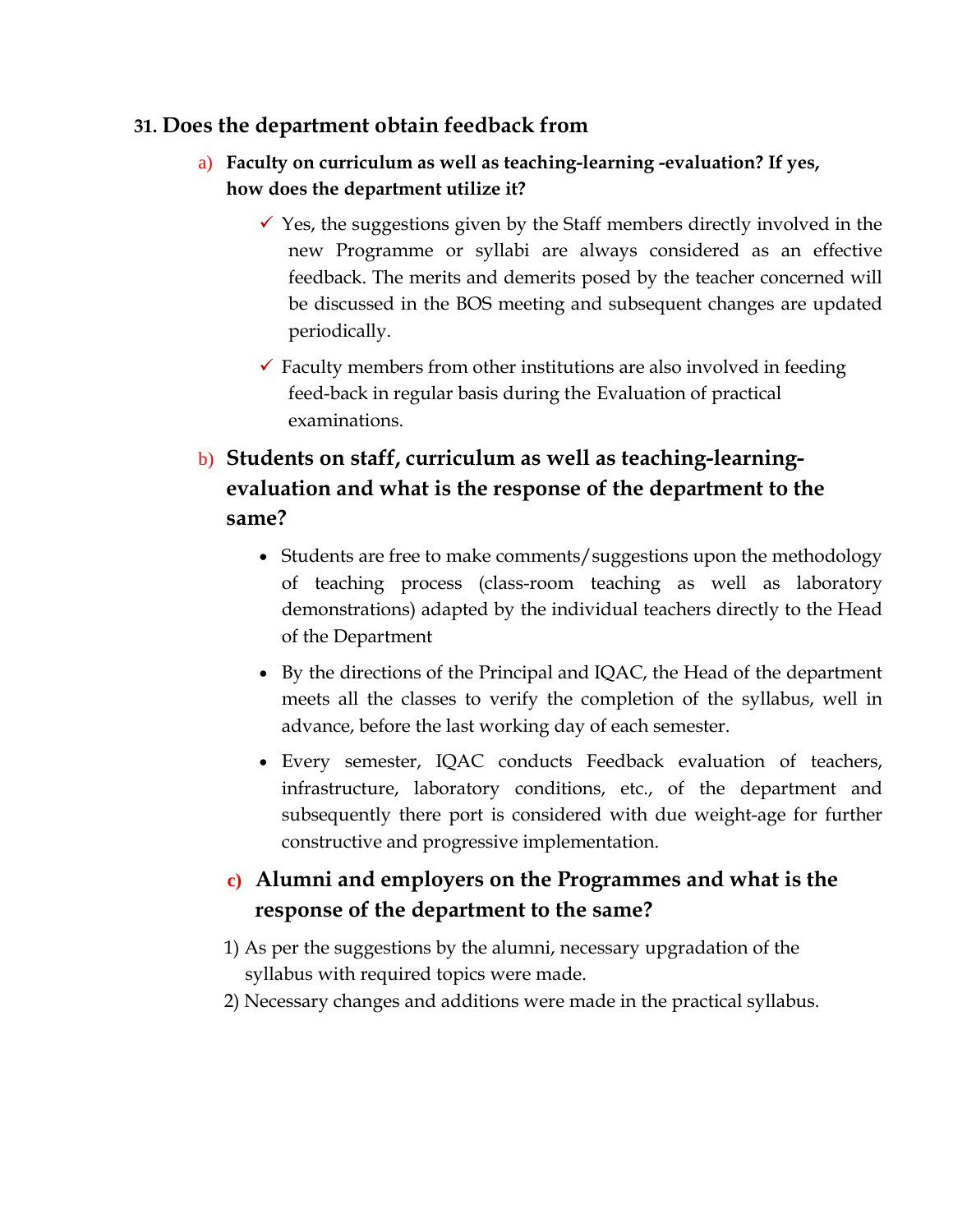**31. Does the department obtain feedback from**

a) **Faculty on curriculum as well as teaching-learning -evaluation? If yes, how does the department utilize it?**

- ✓ Yes, the suggestions given by the Staff members directly involved in the new Programme or syllabi are always considered as an effective feedback. The merits and demerits posed by the teacher concerned will be discussed in the BOS meeting and subsequent changes are updated periodically.
- ✓ Faculty members from other institutions are also involved in feeding feed-back in regular basis during the Evaluation of practical examinations.

b) **Students on staff, curriculum as well as teaching-learning-evaluation and what is the response of the department to the same?**

- Students are free to make comments/suggestions upon the methodology of teaching process (class-room teaching as well as laboratory demonstrations) adapted by the individual teachers directly to the Head of the Department
- By the directions of the Principal and IQAC, the Head of the department meets all the classes to verify the completion of the syllabus, well in advance, before the last working day of each semester.
- Every semester, IQAC conducts Feedback evaluation of teachers, infrastructure, laboratory conditions, etc., of the department and subsequently there port is considered with due weight-age for further constructive and progressive implementation.

c) **Alumni and employers on the Programmes and what is the response of the department to the same?**

1) As per the suggestions by the alumni, necessary upgradation of the syllabus with required topics were made.
2) Necessary changes and additions were made in the practical syllabus.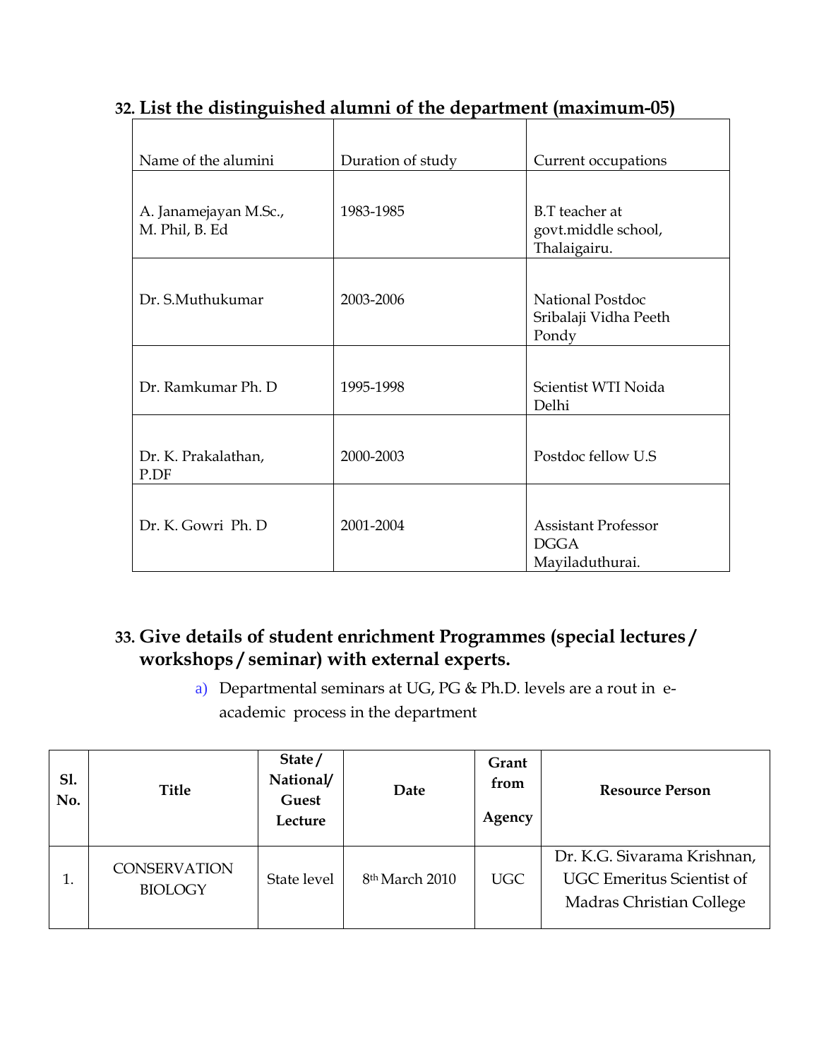## 32. List the distinguished alumni of the department (maximum-05)

| Name of the alumini | Duration of study | Current occupations |
|---|---|---|
| A. Janamejayan M.Sc., M. Phil, B. Ed | 1983-1985 | B.T teacher at govt.middle school, Thalaigairu. |
| Dr. S.Muthukumar | 2003-2006 | National Postdoc Sribalaji Vidha Peeth Pondy |
| Dr. Ramkumar Ph. D | 1995-1998 | Scientist WTI Noida Delhi |
| Dr. K. Prakalathan, P.DF | 2000-2003 | Postdoc fellow U.S |
| Dr. K. Gowri Ph. D | 2001-2004 | Assistant Professor DGGA Mayiladuthurai. |

## 33. Give details of student enrichment Programmes (special lectures / workshops / seminar) with external experts.

a) Departmental seminars at UG, PG & Ph.D. levels are a rout in e-academic process in the department

| Sl. No. | Title | State / National/ Guest Lecture | Date | Grant from Agency | Resource Person |
|---|---|---|---|---|---|
| 1. | CONSERVATION BIOLOGY | State level | 8th March 2010 | UGC | Dr. K.G. Sivarama Krishnan, UGC Emeritus Scientist of Madras Christian College |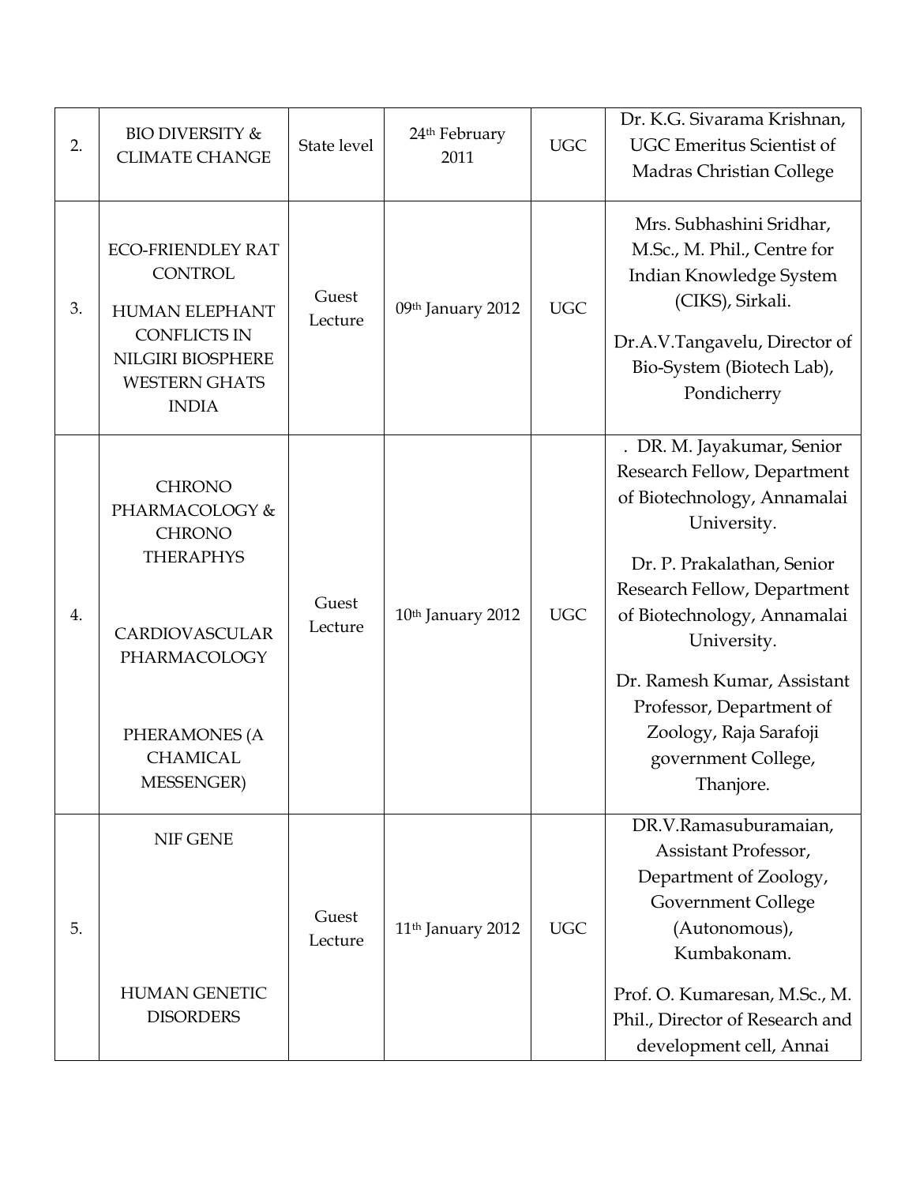| 2. | BIO DIVERSITY & CLIMATE CHANGE | State level | 24th February 2011 | UGC | Dr. K.G. Sivarama Krishnan, UGC Emeritus Scientist of Madras Christian College |
|---|---|---|---|---|---|
| 3. | ECO-FRIENDLEY RAT CONTROL<br><br>HUMAN ELEPHANT CONFLICTS IN NILGIRI BIOSPHERE WESTERN GHATS INDIA | Guest Lecture | 09th January 2012 | UGC | Mrs. Subhashini Sridhar, M.Sc., M. Phil., Centre for Indian Knowledge System (CIKS), Sirkali.<br><br>Dr.A.V.Tangavelu, Director of Bio-System (Biotech Lab), Pondicherry |
| 4. | CHRONO PHARMACOLOGY & CHRONO THERAPHYS<br><br>CARDIOVASCULAR PHARMACOLOGY<br><br>PHERAMONES (A CHAMICAL MESSENGER) | Guest Lecture | 10th January 2012 | UGC | . DR. M. Jayakumar, Senior Research Fellow, Department of Biotechnology, Annamalai University.<br><br>Dr. P. Prakalathan, Senior Research Fellow, Department of Biotechnology, Annamalai University.<br><br>Dr. Ramesh Kumar, Assistant Professor, Department of Zoology, Raja Sarafoji government College, Thanjore. |
| 5. | NIF GENE<br><br>HUMAN GENETIC DISORDERS | Guest Lecture | 11th January 2012 | UGC | DR.V.Ramasuburamaian, Assistant Professor, Department of Zoology, Government College (Autonomous), Kumbakonam.<br><br>Prof. O. Kumaresan, M.Sc., M. Phil., Director of Research and development cell, Annai |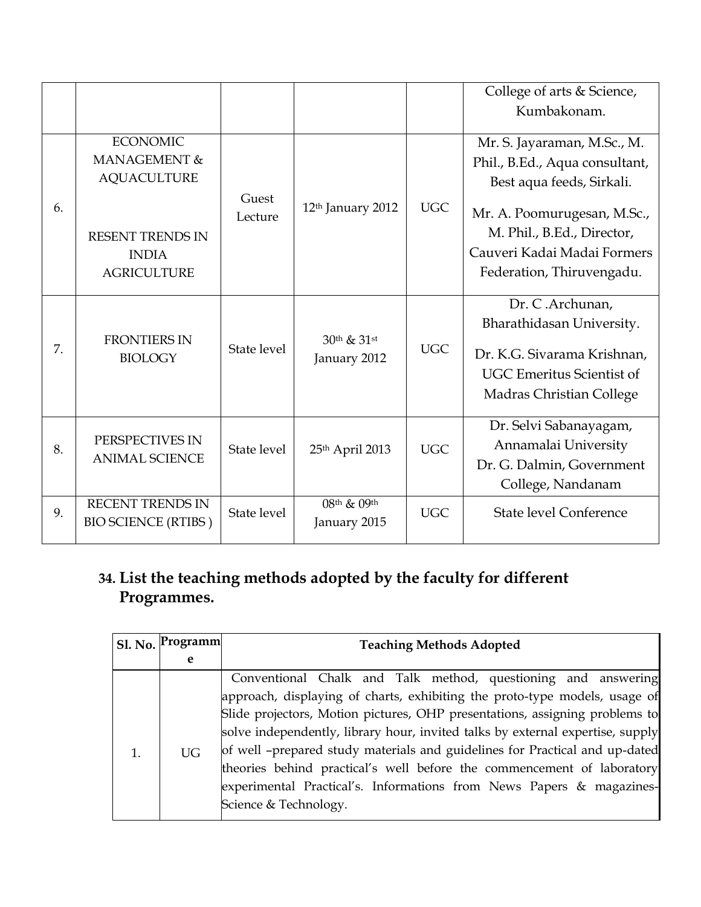| | | | | | College of arts & Science, Kumbakonam. |
|---|---|---|---|---|---|
| 6. | ECONOMIC MANAGEMENT & AQUACULTURE<br><br>RESENT TRENDS IN INDIA AGRICULTURE | Guest Lecture | 12th January 2012 | UGC | Mr. S. Jayaraman, M.Sc., M. Phil., B.Ed., Aqua consultant, Best aqua feeds, Sirkali.<br><br>Mr. A. Poomurugesan, M.Sc., M. Phil., B.Ed., Director, Cauveri Kadai Madai Formers Federation, Thiruvengadu. |
| 7. | FRONTIERS IN BIOLOGY | State level | 30th & 31st January 2012 | UGC | Dr. C .Archunan, Bharathidasan University.<br><br>Dr. K.G. Sivarama Krishnan, UGC Emeritus Scientist of Madras Christian College |
| 8. | PERSPECTIVES IN ANIMAL SCIENCE | State level | 25th April 2013 | UGC | Dr. Selvi Sabanayagam, Annamalai University<br>Dr. G. Dalmin, Government College, Nandanam |
| 9. | RECENT TRENDS IN BIO SCIENCE (RTIBS ) | State level | 08th & 09th January 2015 | UGC | State level Conference |

## 34. List the teaching methods adopted by the faculty for different Programmes.

| Sl. No. | Programme | Teaching Methods Adopted |
|---|---|---|
| 1. | UG | Conventional Chalk and Talk method, questioning and answering approach, displaying of charts, exhibiting the proto-type models, usage of Slide projectors, Motion pictures, OHP presentations, assigning problems to solve independently, library hour, invited talks by external expertise, supply of well –prepared study materials and guidelines for Practical and up-dated theories behind practical's well before the commencement of laboratory experimental Practical's. Informations from News Papers & magazines- Science & Technology. |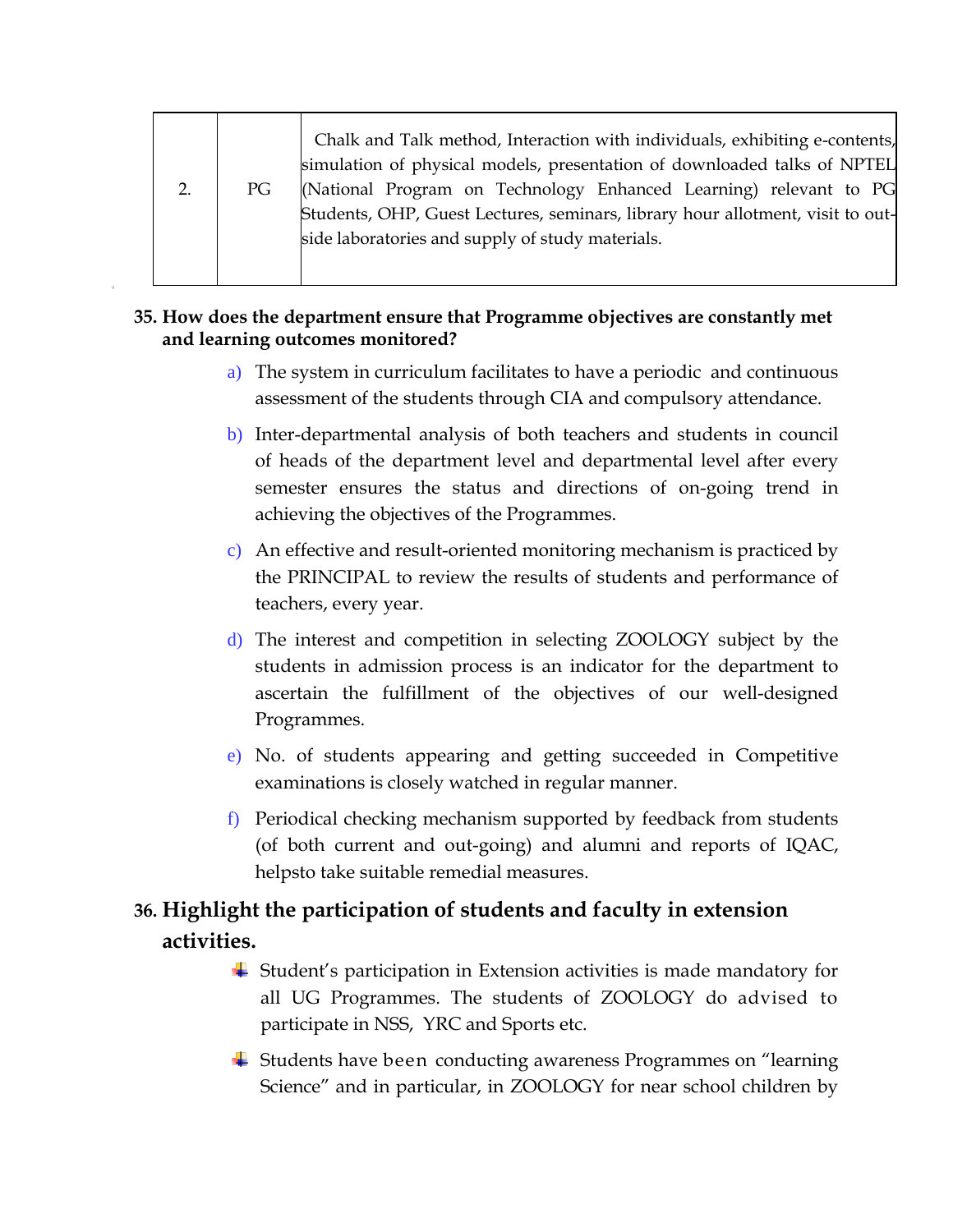| 2. | PG | Chalk and Talk method, Interaction with individuals, exhibiting e-contents, simulation of physical models, presentation of downloaded talks of NPTEL (National Program on Technology Enhanced Learning) relevant to PG Students, OHP, Guest Lectures, seminars, library hour allotment, visit to out-side laboratories and supply of study materials. |
|---|---|---|

**35. How does the department ensure that Programme objectives are constantly met and learning outcomes monitored?**

a) The system in curriculum facilitates to have a periodic and continuous assessment of the students through CIA and compulsory attendance.

b) Inter-departmental analysis of both teachers and students in council of heads of the department level and departmental level after every semester ensures the status and directions of on-going trend in achieving the objectives of the Programmes.

c) An effective and result-oriented monitoring mechanism is practiced by the PRINCIPAL to review the results of students and performance of teachers, every year.

d) The interest and competition in selecting ZOOLOGY subject by the students in admission process is an indicator for the department to ascertain the fulfillment of the objectives of our well-designed Programmes.

e) No. of students appearing and getting succeeded in Competitive examinations is closely watched in regular manner.

f) Periodical checking mechanism supported by feedback from students (of both current and out-going) and alumni and reports of IQAC, helpsto take suitable remedial measures.

## 36. Highlight the participation of students and faculty in extension activities.

- Student's participation in Extension activities is made mandatory for all UG Programmes. The students of ZOOLOGY do advised to participate in NSS, YRC and Sports etc.
- Students have been conducting awareness Programmes on "learning Science" and in particular, in ZOOLOGY for near school children by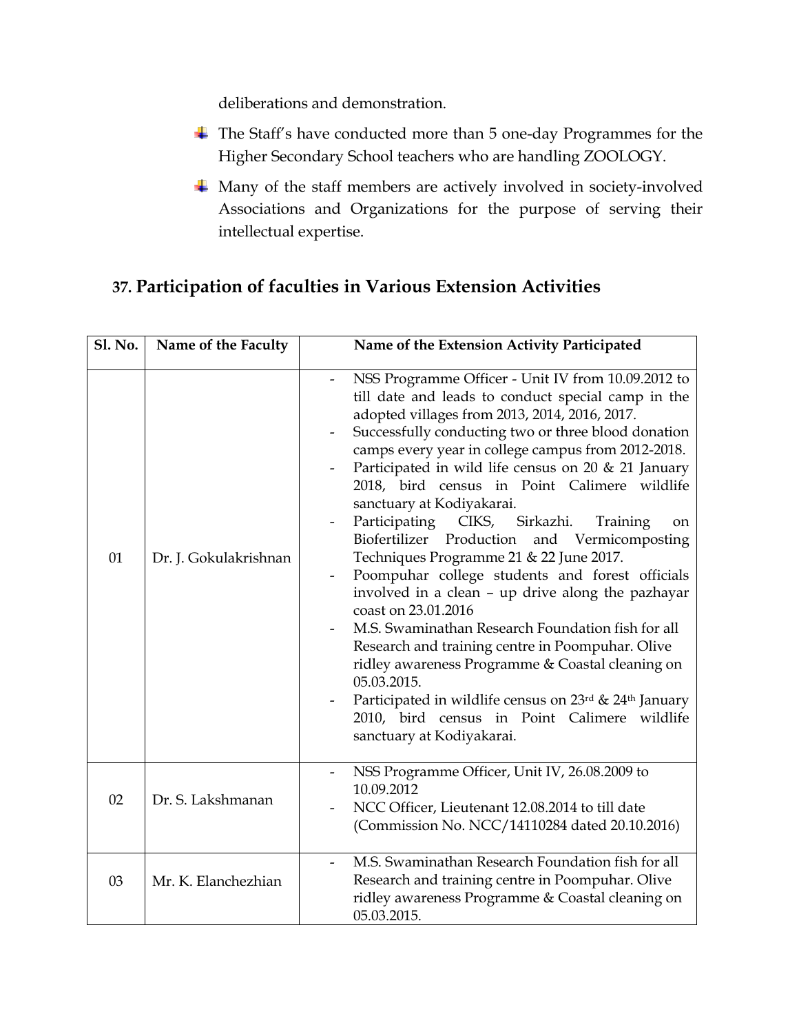deliberations and demonstration.

- The Staff's have conducted more than 5 one-day Programmes for the Higher Secondary School teachers who are handling ZOOLOGY.
- Many of the staff members are actively involved in society-involved Associations and Organizations for the purpose of serving their intellectual expertise.

## 37. Participation of faculties in Various Extension Activities

| Sl. No. | Name of the Faculty | Name of the Extension Activity Participated |
|---|---|---|
| 01 | Dr. J. Gokulakrishnan | - NSS Programme Officer - Unit IV from 10.09.2012 to till date and leads to conduct special camp in the adopted villages from 2013, 2014, 2016, 2017.<br>- Successfully conducting two or three blood donation camps every year in college campus from 2012-2018.<br>- Participated in wild life census on 20 & 21 January 2018, bird census in Point Calimere wildlife sanctuary at Kodiyakarai.<br>- Participating CIKS, Sirkazhi. Training on Biofertilizer Production and Vermicomposting Techniques Programme 21 & 22 June 2017.<br>- Poompuhar college students and forest officials involved in a clean – up drive along the pazhayar coast on 23.01.2016<br>- M.S. Swaminathan Research Foundation fish for all Research and training centre in Poompuhar. Olive ridley awareness Programme & Coastal cleaning on 05.03.2015.<br>- Participated in wildlife census on 23rd & 24th January 2010, bird census in Point Calimere wildlife sanctuary at Kodiyakarai. |
| 02 | Dr. S. Lakshmanan | - NSS Programme Officer, Unit IV, 26.08.2009 to 10.09.2012<br>- NCC Officer, Lieutenant 12.08.2014 to till date (Commission No. NCC/14110284 dated 20.10.2016) |
| 03 | Mr. K. Elanchezhian | - M.S. Swaminathan Research Foundation fish for all Research and training centre in Poompuhar. Olive ridley awareness Programme & Coastal cleaning on 05.03.2015. |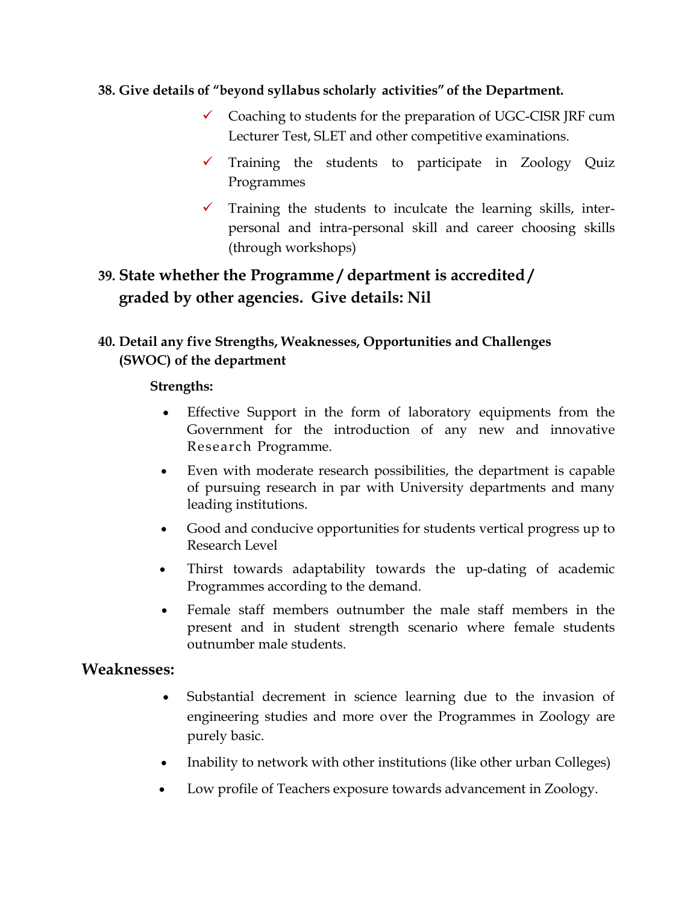**38. Give details of "beyond syllabus scholarly activities" of the Department.**

- ✓ Coaching to students for the preparation of UGC-CISR JRF cum Lecturer Test, SLET and other competitive examinations.
- ✓ Training the students to participate in Zoology Quiz Programmes
- ✓ Training the students to inculcate the learning skills, inter-personal and intra-personal skill and career choosing skills (through workshops)

**39. State whether the Programme / department is accredited / graded by other agencies. Give details: Nil**

**40. Detail any five Strengths, Weaknesses, Opportunities and Challenges (SWOC) of the department**

**Strengths:**

- Effective Support in the form of laboratory equipments from the Government for the introduction of any new and innovative Research Programme.
- Even with moderate research possibilities, the department is capable of pursuing research in par with University departments and many leading institutions.
- Good and conducive opportunities for students vertical progress up to Research Level
- Thirst towards adaptability towards the up-dating of academic Programmes according to the demand.
- Female staff members outnumber the male staff members in the present and in student strength scenario where female students outnumber male students.

**Weaknesses:**

- Substantial decrement in science learning due to the invasion of engineering studies and more over the Programmes in Zoology are purely basic.
- Inability to network with other institutions (like other urban Colleges)
- Low profile of Teachers exposure towards advancement in Zoology.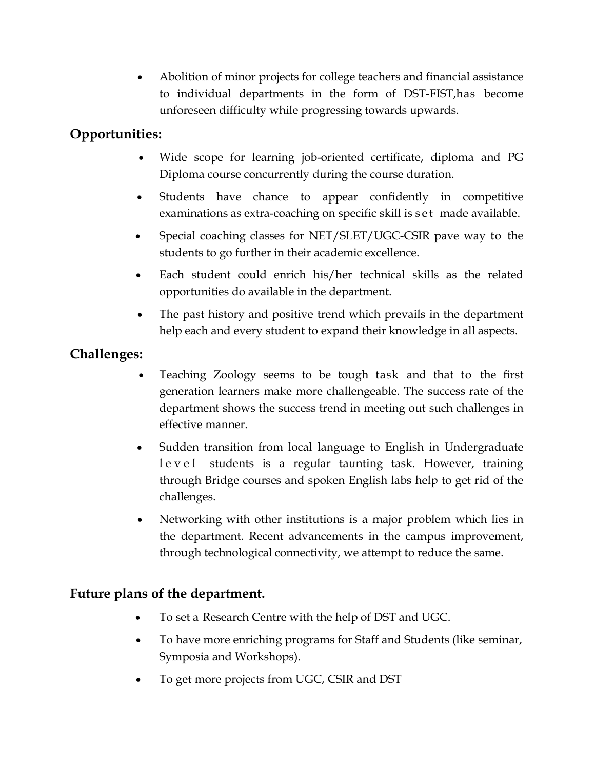- Abolition of minor projects for college teachers and financial assistance to individual departments in the form of DST-FIST,has become unforeseen difficulty while progressing towards upwards.

## Opportunities:

- Wide scope for learning job-oriented certificate, diploma and PG Diploma course concurrently during the course duration.
- Students have chance to appear confidently in competitive examinations as extra-coaching on specific skill is set made available.
- Special coaching classes for NET/SLET/UGC-CSIR pave way to the students to go further in their academic excellence.
- Each student could enrich his/her technical skills as the related opportunities do available in the department.
- The past history and positive trend which prevails in the department help each and every student to expand their knowledge in all aspects.

## Challenges:

- Teaching Zoology seems to be tough task and that to the first generation learners make more challengeable. The success rate of the department shows the success trend in meeting out such challenges in effective manner.
- Sudden transition from local language to English in Undergraduate level students is a regular taunting task. However, training through Bridge courses and spoken English labs help to get rid of the challenges.
- Networking with other institutions is a major problem which lies in the department. Recent advancements in the campus improvement, through technological connectivity, we attempt to reduce the same.

## Future plans of the department.

- To set a Research Centre with the help of DST and UGC.
- To have more enriching programs for Staff and Students (like seminar, Symposia and Workshops).
- To get more projects from UGC, CSIR and DST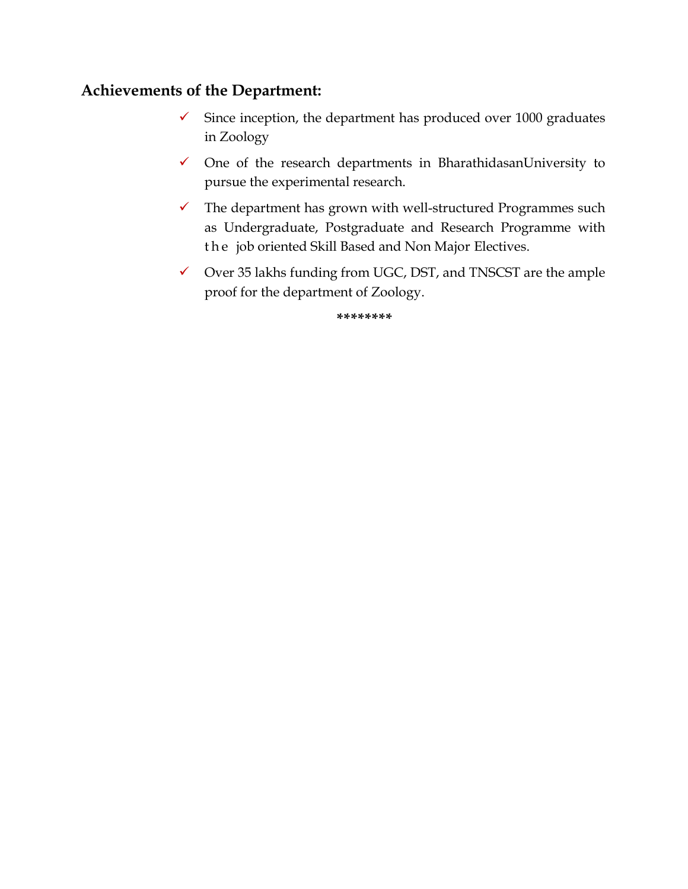## Achievements of the Department:

- ✓ Since inception, the department has produced over 1000 graduates in Zoology
- ✓ One of the research departments in BharathidasanUniversity to pursue the experimental research.
- ✓ The department has grown with well-structured Programmes such as Undergraduate, Postgraduate and Research Programme with the job oriented Skill Based and Non Major Electives.
- ✓ Over 35 lakhs funding from UGC, DST, and TNSCST are the ample proof for the department of Zoology.

********